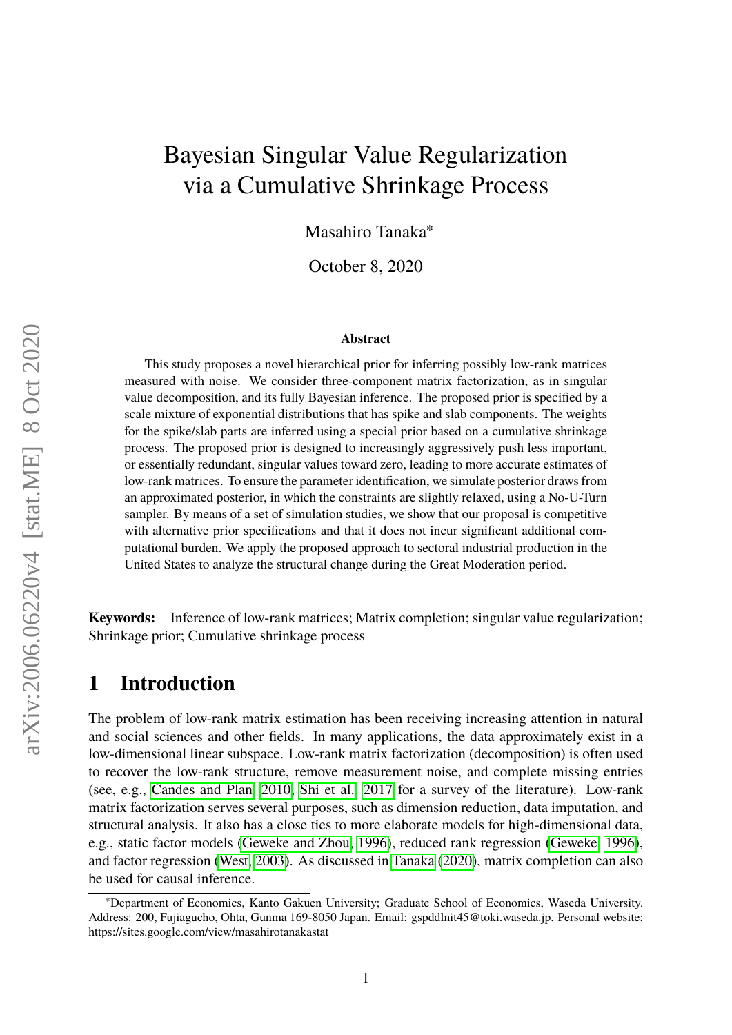# Bayesian Singular Value Regularization via a Cumulative Shrinkage Process

Masahiro Tanaka*

October 8, 2020

### Abstract

This study proposes a novel hierarchical prior for inferring possibly low-rank matrices measured with noise. We consider three-component matrix factorization, as in singular value decomposition, and its fully Bayesian inference. The proposed prior is specified by a scale mixture of exponential distributions that has spike and slab components. The weights for the spike/slab parts are inferred using a special prior based on a cumulative shrinkage process. The proposed prior is designed to increasingly aggressively push less important, or essentially redundant, singular values toward zero, leading to more accurate estimates of low-rank matrices. To ensure the parameter identification, we simulate posterior draws from an approximated posterior, in which the constraints are slightly relaxed, using a No-U-Turn sampler. By means of a set of simulation studies, we show that our proposal is competitive with alternative prior specifications and that it does not incur significant additional computational burden. We apply the proposed approach to sectoral industrial production in the United States to analyze the structural change during the Great Moderation period.

**Keywords:** Inference of low-rank matrices; Matrix completion; singular value regularization; Shrinkage prior; Cumulative shrinkage process

## 1 Introduction

The problem of low-rank matrix estimation has been receiving increasing attention in natural and social sciences and other fields. In many applications, the data approximately exist in a low-dimensional linear subspace. Low-rank matrix factorization (decomposition) is often used to recover the low-rank structure, remove measurement noise, and complete missing entries (see, e.g., Candes and Plan, 2010; Shi et al., 2017 for a survey of the literature). Low-rank matrix factorization serves several purposes, such as dimension reduction, data imputation, and structural analysis. It also has a close ties to more elaborate models for high-dimensional data, e.g., static factor models (Geweke and Zhou, 1996), reduced rank regression (Geweke, 1996), and factor regression (West, 2003). As discussed in Tanaka (2020), matrix completion can also be used for causal inference.

*Department of Economics, Kanto Gakuen University; Graduate School of Economics, Waseda University. Address: 200, Fujiagucho, Ohta, Gunma 169-8050 Japan. Email: gspddlnit45@toki.waseda.jp. Personal website: https://sites.google.com/view/masahirotanakastat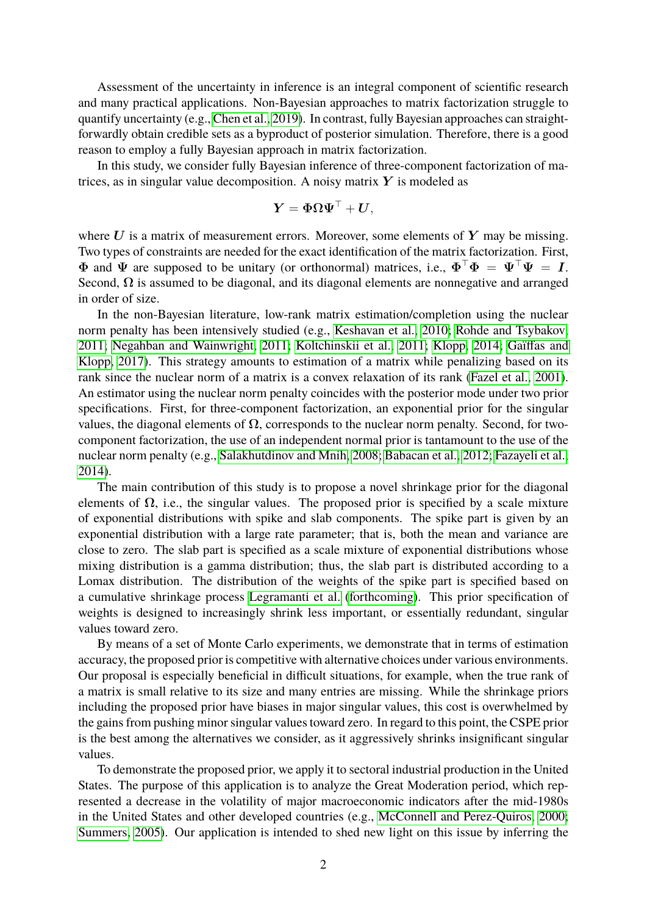Assessment of the uncertainty in inference is an integral component of scientific research and many practical applications. Non-Bayesian approaches to matrix factorization struggle to quantify uncertainty (e.g., Chen et al., 2019). In contrast, fully Bayesian approaches can straightforwardly obtain credible sets as a byproduct of posterior simulation. Therefore, there is a good reason to employ a fully Bayesian approach in matrix factorization.

In this study, we consider fully Bayesian inference of three-component factorization of matrices, as in singular value decomposition. A noisy matrix $\boldsymbol{Y}$ is modeled as

$$\boldsymbol{Y} = \boldsymbol{\Phi}\boldsymbol{\Omega}\boldsymbol{\Psi}^{\top} + \boldsymbol{U},$$

where $\boldsymbol{U}$ is a matrix of measurement errors. Moreover, some elements of $\boldsymbol{Y}$ may be missing. Two types of constraints are needed for the exact identification of the matrix factorization. First, $\boldsymbol{\Phi}$ and $\boldsymbol{\Psi}$ are supposed to be unitary (or orthonormal) matrices, i.e., $\boldsymbol{\Phi}^{\top}\boldsymbol{\Phi} = \boldsymbol{\Psi}^{\top}\boldsymbol{\Psi} = \boldsymbol{I}$. Second, $\boldsymbol{\Omega}$ is assumed to be diagonal, and its diagonal elements are nonnegative and arranged in order of size.

In the non-Bayesian literature, low-rank matrix estimation/completion using the nuclear norm penalty has been intensively studied (e.g., Keshavan et al., 2010; Rohde and Tsybakov, 2011; Negahban and Wainwright, 2011; Koltchinskii et al., 2011; Klopp, 2014; Gaïffas and Klopp, 2017). This strategy amounts to estimation of a matrix while penalizing based on its rank since the nuclear norm of a matrix is a convex relaxation of its rank (Fazel et al., 2001). An estimator using the nuclear norm penalty coincides with the posterior mode under two prior specifications. First, for three-component factorization, an exponential prior for the singular values, the diagonal elements of $\boldsymbol{\Omega}$, corresponds to the nuclear norm penalty. Second, for two-component factorization, the use of an independent normal prior is tantamount to the use of the nuclear norm penalty (e.g., Salakhutdinov and Mnih, 2008; Babacan et al., 2012; Fazayeli et al., 2014).

The main contribution of this study is to propose a novel shrinkage prior for the diagonal elements of $\boldsymbol{\Omega}$, i.e., the singular values. The proposed prior is specified by a scale mixture of exponential distributions with spike and slab components. The spike part is given by an exponential distribution with a large rate parameter; that is, both the mean and variance are close to zero. The slab part is specified as a scale mixture of exponential distributions whose mixing distribution is a gamma distribution; thus, the slab part is distributed according to a Lomax distribution. The distribution of the weights of the spike part is specified based on a cumulative shrinkage process Legramanti et al. (forthcoming). This prior specification of weights is designed to increasingly shrink less important, or essentially redundant, singular values toward zero.

By means of a set of Monte Carlo experiments, we demonstrate that in terms of estimation accuracy, the proposed prior is competitive with alternative choices under various environments. Our proposal is especially beneficial in difficult situations, for example, when the true rank of a matrix is small relative to its size and many entries are missing. While the shrinkage priors including the proposed prior have biases in major singular values, this cost is overwhelmed by the gains from pushing minor singular values toward zero. In regard to this point, the CSPE prior is the best among the alternatives we consider, as it aggressively shrinks insignificant singular values.

To demonstrate the proposed prior, we apply it to sectoral industrial production in the United States. The purpose of this application is to analyze the Great Moderation period, which represented a decrease in the volatility of major macroeconomic indicators after the mid-1980s in the United States and other developed countries (e.g., McConnell and Perez-Quiros, 2000; Summers, 2005). Our application is intended to shed new light on this issue by inferring the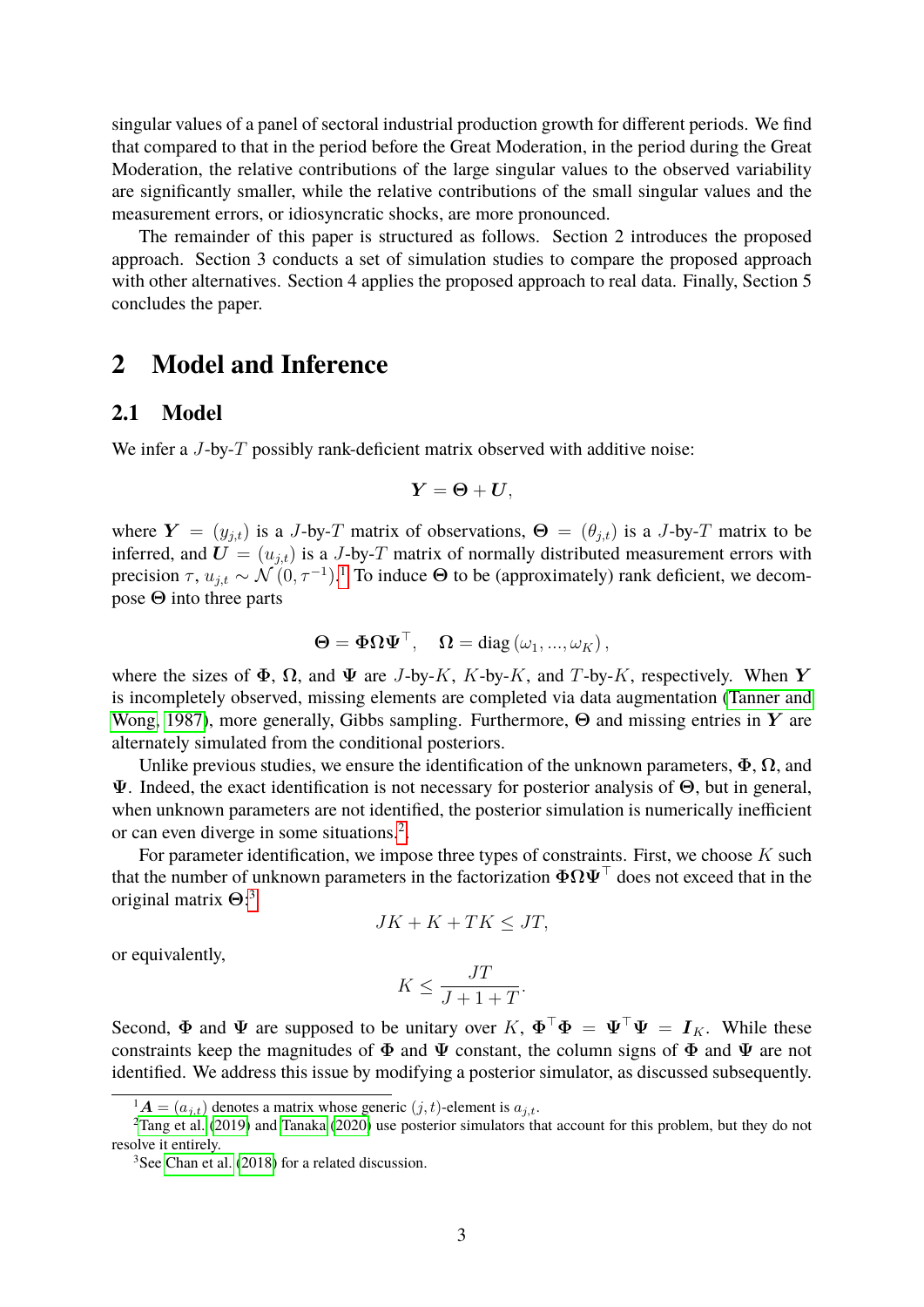singular values of a panel of sectoral industrial production growth for different periods. We find that compared to that in the period before the Great Moderation, in the period during the Great Moderation, the relative contributions of the large singular values to the observed variability are significantly smaller, while the relative contributions of the small singular values and the measurement errors, or idiosyncratic shocks, are more pronounced.

The remainder of this paper is structured as follows. Section 2 introduces the proposed approach. Section 3 conducts a set of simulation studies to compare the proposed approach with other alternatives. Section 4 applies the proposed approach to real data. Finally, Section 5 concludes the paper.

# 2 Model and Inference

## 2.1 Model

We infer a $J$-by-$T$ possibly rank-deficient matrix observed with additive noise:

$$\boldsymbol{Y} = \boldsymbol{\Theta} + \boldsymbol{U},$$

where $\boldsymbol{Y} = (y_{j,t})$ is a $J$-by-$T$ matrix of observations, $\boldsymbol{\Theta} = (\theta_{j,t})$ is a $J$-by-$T$ matrix to be inferred, and $\boldsymbol{U} = (u_{j,t})$ is a $J$-by-$T$ matrix of normally distributed measurement errors with precision $\tau$, $u_{j,t} \sim \mathcal{N}(0, \tau^{-1})$.[1] To induce $\boldsymbol{\Theta}$ to be (approximately) rank deficient, we decompose $\boldsymbol{\Theta}$ into three parts

$$\boldsymbol{\Theta} = \boldsymbol{\Phi}\boldsymbol{\Omega}\boldsymbol{\Psi}^\top, \quad \boldsymbol{\Omega} = \operatorname{diag}(\omega_1, ..., \omega_K),$$

where the sizes of $\boldsymbol{\Phi}$, $\boldsymbol{\Omega}$, and $\boldsymbol{\Psi}$ are $J$-by-$K$, $K$-by-$K$, and $T$-by-$K$, respectively. When $\boldsymbol{Y}$ is incompletely observed, missing elements are completed via data augmentation (Tanner and Wong, 1987), more generally, Gibbs sampling. Furthermore, $\boldsymbol{\Theta}$ and missing entries in $\boldsymbol{Y}$ are alternately simulated from the conditional posteriors.

Unlike previous studies, we ensure the identification of the unknown parameters, $\boldsymbol{\Phi}$, $\boldsymbol{\Omega}$, and $\boldsymbol{\Psi}$. Indeed, the exact identification is not necessary for posterior analysis of $\boldsymbol{\Theta}$, but in general, when unknown parameters are not identified, the posterior simulation is numerically inefficient or can even diverge in some situations.[2]

For parameter identification, we impose three types of constraints. First, we choose $K$ such that the number of unknown parameters in the factorization $\boldsymbol{\Phi}\boldsymbol{\Omega}\boldsymbol{\Psi}^\top$ does not exceed that in the original matrix $\boldsymbol{\Theta}$:[3]

$$JK + K + TK \leq JT,$$

or equivalently,

$$K \leq \frac{JT}{J + 1 + T}.$$

Second, $\boldsymbol{\Phi}$ and $\boldsymbol{\Psi}$ are supposed to be unitary over $K$, $\boldsymbol{\Phi}^\top\boldsymbol{\Phi} = \boldsymbol{\Psi}^\top\boldsymbol{\Psi} = \boldsymbol{I}_K$. While these constraints keep the magnitudes of $\boldsymbol{\Phi}$ and $\boldsymbol{\Psi}$ constant, the column signs of $\boldsymbol{\Phi}$ and $\boldsymbol{\Psi}$ are not identified. We address this issue by modifying a posterior simulator, as discussed subsequently.

[1] $\boldsymbol{A} = (a_{j,t})$ denotes a matrix whose generic $(j,t)$-element is $a_{j,t}$.

[2] Tang et al. (2019) and Tanaka (2020) use posterior simulators that account for this problem, but they do not resolve it entirely.

[3] See Chan et al. (2018) for a related discussion.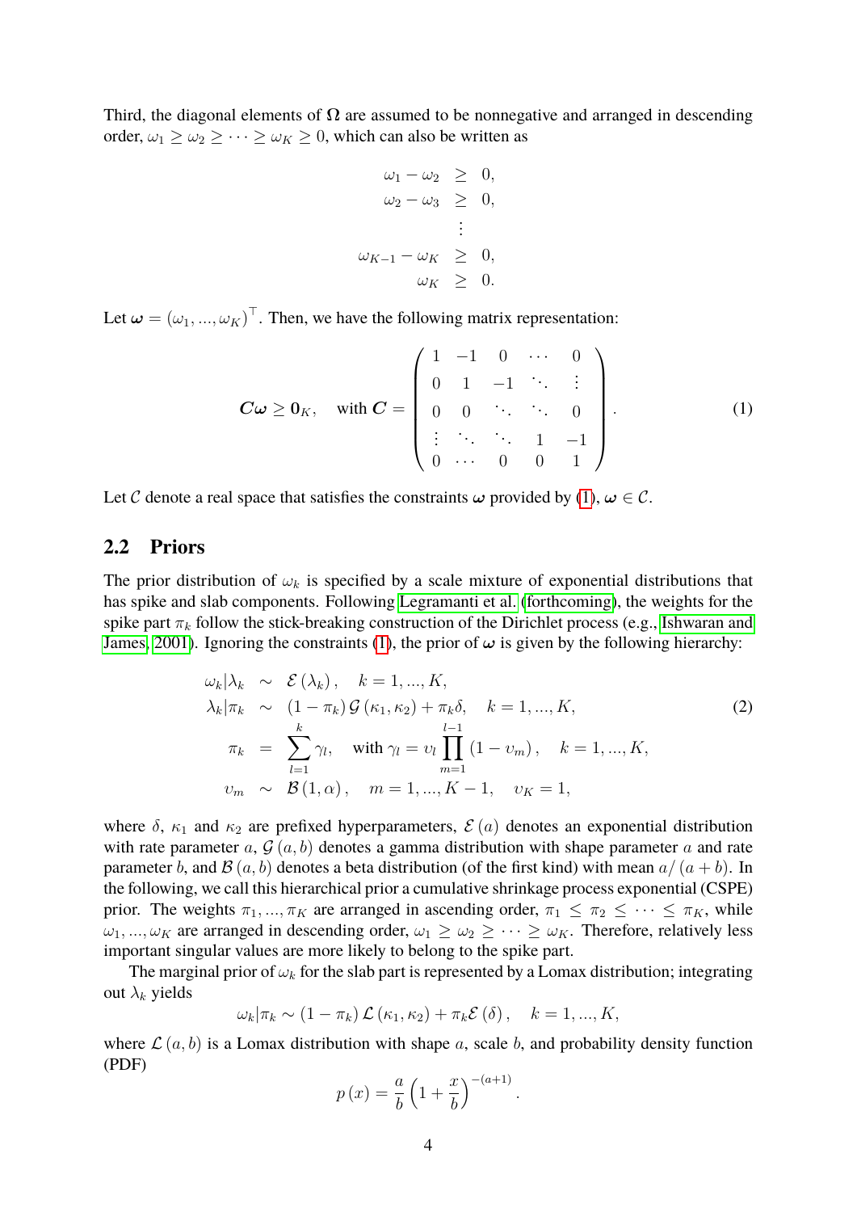Third, the diagonal elements of $\boldsymbol{\Omega}$ are assumed to be nonnegative and arranged in descending order, $\omega_1 \geq \omega_2 \geq \cdots \geq \omega_K \geq 0$, which can also be written as

$$
\begin{aligned}
\omega_1 - \omega_2 &\geq 0, \\
\omega_2 - \omega_3 &\geq 0, \\
&\vdots \\
\omega_{K-1} - \omega_K &\geq 0, \\
\omega_K &\geq 0.
\end{aligned}
$$

Let $\boldsymbol{\omega} = (\omega_1, ..., \omega_K)^\top$. Then, we have the following matrix representation:

$$
\boldsymbol{C\omega} \geq \mathbf{0}_K, \quad \text{with } \boldsymbol{C} = \begin{pmatrix} 1 & -1 & 0 & \cdots & 0 \\ 0 & 1 & -1 & \ddots & \vdots \\ 0 & 0 & \ddots & \ddots & 0 \\ \vdots & \ddots & \ddots & 1 & -1 \\ 0 & \cdots & 0 & 0 & 1 \end{pmatrix}. \tag{1}
$$

Let $\mathcal{C}$ denote a real space that satisfies the constraints $\boldsymbol{\omega}$ provided by (1), $\boldsymbol{\omega} \in \mathcal{C}$.

## 2.2 Priors

The prior distribution of $\omega_k$ is specified by a scale mixture of exponential distributions that has spike and slab components. Following Legramanti et al. (forthcoming), the weights for the spike part $\pi_k$ follow the stick-breaking construction of the Dirichlet process (e.g., Ishwaran and James, 2001). Ignoring the constraints (1), the prior of $\boldsymbol{\omega}$ is given by the following hierarchy:

$$
\begin{aligned}
\omega_k | \lambda_k &\sim \mathcal{E}(\lambda_k), \quad k = 1, ..., K, \\
\lambda_k | \pi_k &\sim (1 - \pi_k)\, \mathcal{G}(\kappa_1, \kappa_2) + \pi_k \delta, \quad k = 1, ..., K, \\
\pi_k &= \sum_{l=1}^{k} \gamma_l, \quad \text{with } \gamma_l = \upsilon_l \prod_{m=1}^{l-1} (1 - \upsilon_m), \quad k = 1, ..., K, \\
\upsilon_m &\sim \mathcal{B}(1, \alpha), \quad m = 1, ..., K-1, \quad \upsilon_K = 1,
\end{aligned} \tag{2}
$$

where $\delta$, $\kappa_1$ and $\kappa_2$ are prefixed hyperparameters, $\mathcal{E}(a)$ denotes an exponential distribution with rate parameter $a$, $\mathcal{G}(a, b)$ denotes a gamma distribution with shape parameter $a$ and rate parameter $b$, and $\mathcal{B}(a, b)$ denotes a beta distribution (of the first kind) with mean $a/(a+b)$. In the following, we call this hierarchical prior a cumulative shrinkage process exponential (CSPE) prior. The weights $\pi_1, ..., \pi_K$ are arranged in ascending order, $\pi_1 \leq \pi_2 \leq \cdots \leq \pi_K$, while $\omega_1, ..., \omega_K$ are arranged in descending order, $\omega_1 \geq \omega_2 \geq \cdots \geq \omega_K$. Therefore, relatively less important singular values are more likely to belong to the spike part.

The marginal prior of $\omega_k$ for the slab part is represented by a Lomax distribution; integrating out $\lambda_k$ yields

$$
\omega_k | \pi_k \sim (1 - \pi_k)\, \mathcal{L}(\kappa_1, \kappa_2) + \pi_k \mathcal{E}(\delta), \quad k = 1, ..., K,
$$

where $\mathcal{L}(a, b)$ is a Lomax distribution with shape $a$, scale $b$, and probability density function (PDF)

$$
p(x) = \frac{a}{b}\left(1 + \frac{x}{b}\right)^{-(a+1)}.
$$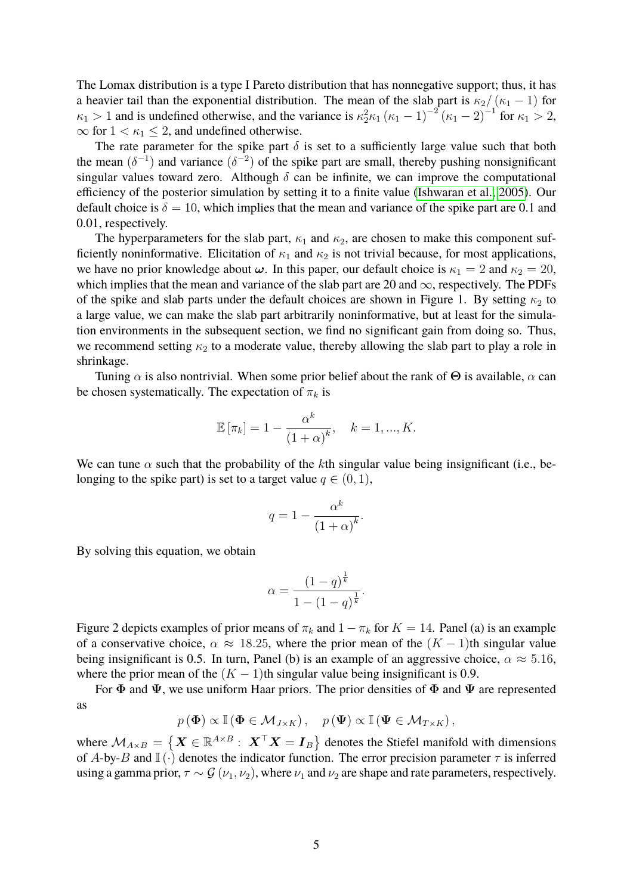The Lomax distribution is a type I Pareto distribution that has nonnegative support; thus, it has a heavier tail than the exponential distribution. The mean of the slab part is $\kappa_2/(\kappa_1 - 1)$ for $\kappa_1 > 1$ and is undefined otherwise, and the variance is $\kappa_2^2 \kappa_1 (\kappa_1 - 1)^{-2} (\kappa_1 - 2)^{-1}$ for $\kappa_1 > 2$, $\infty$ for $1 < \kappa_1 \leq 2$, and undefined otherwise.

The rate parameter for the spike part $\delta$ is set to a sufficiently large value such that both the mean $(\delta^{-1})$ and variance $(\delta^{-2})$ of the spike part are small, thereby pushing nonsignificant singular values toward zero. Although $\delta$ can be infinite, we can improve the computational efficiency of the posterior simulation by setting it to a finite value (Ishwaran et al., 2005). Our default choice is $\delta = 10$, which implies that the mean and variance of the spike part are 0.1 and 0.01, respectively.

The hyperparameters for the slab part, $\kappa_1$ and $\kappa_2$, are chosen to make this component sufficiently noninformative. Elicitation of $\kappa_1$ and $\kappa_2$ is not trivial because, for most applications, we have no prior knowledge about $\boldsymbol{\omega}$. In this paper, our default choice is $\kappa_1 = 2$ and $\kappa_2 = 20$, which implies that the mean and variance of the slab part are 20 and $\infty$, respectively. The PDFs of the spike and slab parts under the default choices are shown in Figure 1. By setting $\kappa_2$ to a large value, we can make the slab part arbitrarily noninformative, but at least for the simulation environments in the subsequent section, we find no significant gain from doing so. Thus, we recommend setting $\kappa_2$ to a moderate value, thereby allowing the slab part to play a role in shrinkage.

Tuning $\alpha$ is also nontrivial. When some prior belief about the rank of $\boldsymbol{\Theta}$ is available, $\alpha$ can be chosen systematically. The expectation of $\pi_k$ is

$$\mathbb{E}[\pi_k] = 1 - \frac{\alpha^k}{(1+\alpha)^k}, \quad k = 1, ..., K.$$

We can tune $\alpha$ such that the probability of the $k$th singular value being insignificant (i.e., belonging to the spike part) is set to a target value $q \in (0, 1)$,

$$q = 1 - \frac{\alpha^k}{(1+\alpha)^k}.$$

By solving this equation, we obtain

$$\alpha = \frac{(1-q)^{\frac{1}{k}}}{1 - (1-q)^{\frac{1}{k}}}.$$

Figure 2 depicts examples of prior means of $\pi_k$ and $1 - \pi_k$ for $K = 14$. Panel (a) is an example of a conservative choice, $\alpha \approx 18.25$, where the prior mean of the $(K-1)$th singular value being insignificant is 0.5. In turn, Panel (b) is an example of an aggressive choice, $\alpha \approx 5.16$, where the prior mean of the $(K-1)$th singular value being insignificant is 0.9.

For $\boldsymbol{\Phi}$ and $\boldsymbol{\Psi}$, we use uniform Haar priors. The prior densities of $\boldsymbol{\Phi}$ and $\boldsymbol{\Psi}$ are represented as

$$p(\boldsymbol{\Phi}) \propto \mathbb{I}(\boldsymbol{\Phi} \in \mathcal{M}_{J \times K}), \quad p(\boldsymbol{\Psi}) \propto \mathbb{I}(\boldsymbol{\Psi} \in \mathcal{M}_{T \times K}),$$

where $\mathcal{M}_{A \times B} = \{\boldsymbol{X} \in \mathbb{R}^{A \times B} : \boldsymbol{X}^\top \boldsymbol{X} = \boldsymbol{I}_B\}$ denotes the Stiefel manifold with dimensions of $A$-by-$B$ and $\mathbb{I}(\cdot)$ denotes the indicator function. The error precision parameter $\tau$ is inferred using a gamma prior, $\tau \sim \mathcal{G}(\nu_1, \nu_2)$, where $\nu_1$ and $\nu_2$ are shape and rate parameters, respectively.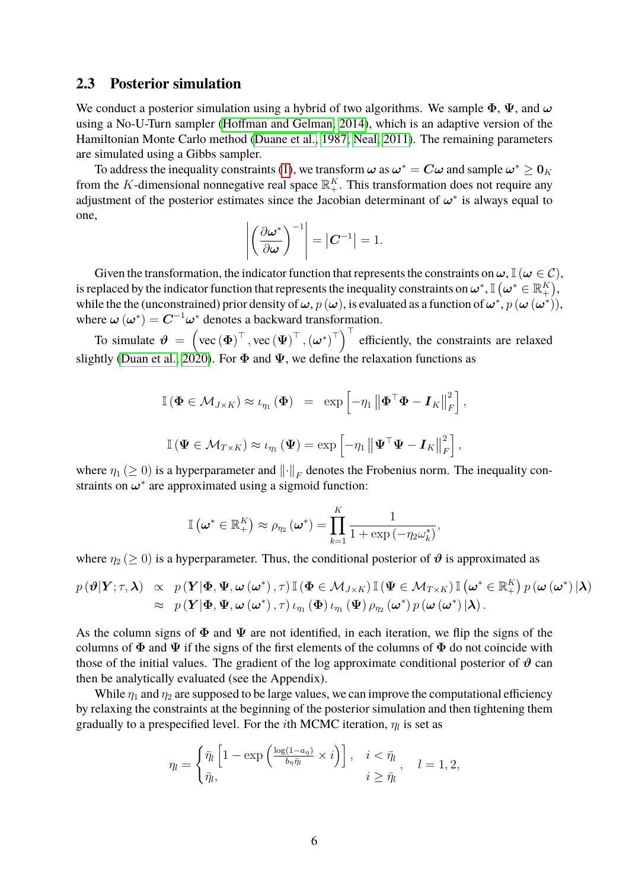## 2.3 Posterior simulation

We conduct a posterior simulation using a hybrid of two algorithms. We sample $\boldsymbol{\Phi}$, $\boldsymbol{\Psi}$, and $\boldsymbol{\omega}$ using a No-U-Turn sampler (Hoffman and Gelman, 2014), which is an adaptive version of the Hamiltonian Monte Carlo method (Duane et al., 1987; Neal, 2011). The remaining parameters are simulated using a Gibbs sampler.

To address the inequality constraints (1), we transform $\boldsymbol{\omega}$ as $\boldsymbol{\omega}^* = \boldsymbol{C}\boldsymbol{\omega}$ and sample $\boldsymbol{\omega}^* \geq \mathbf{0}_K$ from the $K$-dimensional nonnegative real space $\mathbb{R}_+^K$. This transformation does not require any adjustment of the posterior estimates since the Jacobian determinant of $\boldsymbol{\omega}^*$ is always equal to one,

$$\left| \left( \frac{\partial \boldsymbol{\omega}^*}{\partial \boldsymbol{\omega}} \right)^{-1} \right| = \left| \boldsymbol{C}^{-1} \right| = 1.$$

Given the transformation, the indicator function that represents the constraints on $\boldsymbol{\omega}$, $\mathbb{I}(\boldsymbol{\omega} \in \mathcal{C})$, is replaced by the indicator function that represents the inequality constraints on $\boldsymbol{\omega}^*$, $\mathbb{I}\left(\boldsymbol{\omega}^* \in \mathbb{R}_+^K\right)$, while the the (unconstrained) prior density of $\boldsymbol{\omega}$, $p(\boldsymbol{\omega})$, is evaluated as a function of $\boldsymbol{\omega}^*$, $p(\boldsymbol{\omega}(\boldsymbol{\omega}^*))$, where $\boldsymbol{\omega}(\boldsymbol{\omega}^*) = \boldsymbol{C}^{-1}\boldsymbol{\omega}^*$ denotes a backward transformation.

To simulate $\boldsymbol{\vartheta} = \left( \operatorname{vec}(\boldsymbol{\Phi})^\top, \operatorname{vec}(\boldsymbol{\Psi})^\top, (\boldsymbol{\omega}^*)^\top \right)^\top$ efficiently, the constraints are relaxed slightly (Duan et al., 2020). For $\boldsymbol{\Phi}$ and $\boldsymbol{\Psi}$, we define the relaxation functions as

$$\mathbb{I}(\boldsymbol{\Phi} \in \mathcal{M}_{J\times K}) \approx \iota_{\eta_1}(\boldsymbol{\Phi}) = \exp\left[ -\eta_1 \left\| \boldsymbol{\Phi}^\top \boldsymbol{\Phi} - \boldsymbol{I}_K \right\|_F^2 \right],$$

$$\mathbb{I}(\boldsymbol{\Psi} \in \mathcal{M}_{T\times K}) \approx \iota_{\eta_1}(\boldsymbol{\Psi}) = \exp\left[ -\eta_1 \left\| \boldsymbol{\Psi}^\top \boldsymbol{\Psi} - \boldsymbol{I}_K \right\|_F^2 \right],$$

where $\eta_1 \, (\geq 0)$ is a hyperparameter and $\|\cdot\|_F$ denotes the Frobenius norm. The inequality constraints on $\boldsymbol{\omega}^*$ are approximated using a sigmoid function:

$$\mathbb{I}\left(\boldsymbol{\omega}^* \in \mathbb{R}_+^K\right) \approx \rho_{\eta_2}(\boldsymbol{\omega}^*) = \prod_{k=1}^{K} \frac{1}{1 + \exp\left(-\eta_2 \omega_k^*\right)},$$

where $\eta_2 \, (\geq 0)$ is a hyperparameter. Thus, the conditional posterior of $\boldsymbol{\vartheta}$ is approximated as

$$\begin{aligned} p(\boldsymbol{\vartheta}|\boldsymbol{Y}; \tau, \boldsymbol{\lambda}) &\propto p(\boldsymbol{Y}|\boldsymbol{\Phi}, \boldsymbol{\Psi}, \boldsymbol{\omega}(\boldsymbol{\omega}^*), \tau)\, \mathbb{I}(\boldsymbol{\Phi} \in \mathcal{M}_{J\times K})\, \mathbb{I}(\boldsymbol{\Psi} \in \mathcal{M}_{T\times K})\, \mathbb{I}\left(\boldsymbol{\omega}^* \in \mathbb{R}_+^K\right) p(\boldsymbol{\omega}(\boldsymbol{\omega}^*)|\boldsymbol{\lambda}) \\ &\approx p(\boldsymbol{Y}|\boldsymbol{\Phi}, \boldsymbol{\Psi}, \boldsymbol{\omega}(\boldsymbol{\omega}^*), \tau)\, \iota_{\eta_1}(\boldsymbol{\Phi})\, \iota_{\eta_1}(\boldsymbol{\Psi})\, \rho_{\eta_2}(\boldsymbol{\omega}^*)\, p(\boldsymbol{\omega}(\boldsymbol{\omega}^*)|\boldsymbol{\lambda}). \end{aligned}$$

As the column signs of $\boldsymbol{\Phi}$ and $\boldsymbol{\Psi}$ are not identified, in each iteration, we flip the signs of the columns of $\boldsymbol{\Phi}$ and $\boldsymbol{\Psi}$ if the signs of the first elements of the columns of $\boldsymbol{\Phi}$ do not coincide with those of the initial values. The gradient of the log approximate conditional posterior of $\boldsymbol{\vartheta}$ can then be analytically evaluated (see the Appendix).

While $\eta_1$ and $\eta_2$ are supposed to be large values, we can improve the computational efficiency by relaxing the constraints at the beginning of the posterior simulation and then tightening them gradually to a prespecified level. For the $i$th MCMC iteration, $\eta_l$ is set as

$$\eta_l = \begin{cases} \bar{\eta}_l \left[ 1 - \exp\left( \frac{\log(1-a_\eta)}{b_\eta \bar{\eta}_l} \times i \right) \right], & i < \bar{\eta}_l \\ \bar{\eta}_l, & i \geq \bar{\eta}_l \end{cases}, \quad l = 1, 2,$$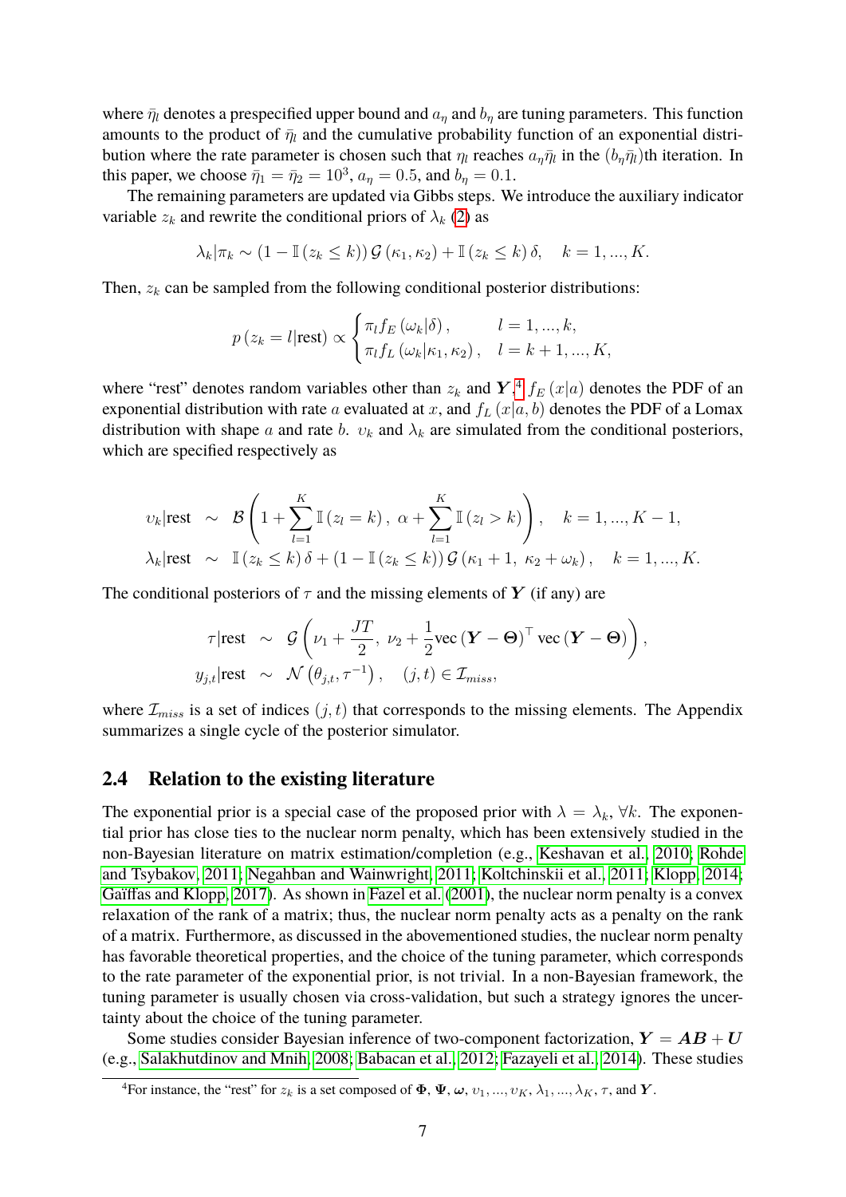where $\bar{\eta}_l$ denotes a prespecified upper bound and $a_\eta$ and $b_\eta$ are tuning parameters. This function amounts to the product of $\bar{\eta}_l$ and the cumulative probability function of an exponential distribution where the rate parameter is chosen such that $\eta_l$ reaches $a_\eta \bar{\eta}_l$ in the $(b_\eta \bar{\eta}_l)$th iteration. In this paper, we choose $\bar{\eta}_1 = \bar{\eta}_2 = 10^3$, $a_\eta = 0.5$, and $b_\eta = 0.1$.

The remaining parameters are updated via Gibbs steps. We introduce the auxiliary indicator variable $z_k$ and rewrite the conditional priors of $\lambda_k$ (2) as

$$\lambda_k | \pi_k \sim (1 - \mathbb{I}(z_k \leq k)) \, \mathcal{G}(\kappa_1, \kappa_2) + \mathbb{I}(z_k \leq k) \, \delta, \quad k = 1, ..., K.$$

Then, $z_k$ can be sampled from the following conditional posterior distributions:

$$p(z_k = l | \text{rest}) \propto \begin{cases} \pi_l f_E(\omega_k | \delta), & l = 1, ..., k, \\ \pi_l f_L(\omega_k | \kappa_1, \kappa_2), & l = k+1, ..., K, \end{cases}$$

where "rest" denotes random variables other than $z_k$ and $\boldsymbol{Y}$,[4] $f_E(x|a)$ denotes the PDF of an exponential distribution with rate $a$ evaluated at $x$, and $f_L(x|a,b)$ denotes the PDF of a Lomax distribution with shape $a$ and rate $b$. $\upsilon_k$ and $\lambda_k$ are simulated from the conditional posteriors, which are specified respectively as

$$\begin{aligned}
\upsilon_k | \text{rest} &\sim \mathcal{B}\left(1 + \sum_{l=1}^{K} \mathbb{I}(z_l = k), \; \alpha + \sum_{l=1}^{K} \mathbb{I}(z_l > k)\right), \quad k = 1, ..., K-1, \\
\lambda_k | \text{rest} &\sim \mathbb{I}(z_k \leq k) \, \delta + (1 - \mathbb{I}(z_k \leq k)) \, \mathcal{G}(\kappa_1 + 1, \; \kappa_2 + \omega_k), \quad k = 1, ..., K.
\end{aligned}$$

The conditional posteriors of $\tau$ and the missing elements of $\boldsymbol{Y}$ (if any) are

$$\begin{aligned}
\tau | \text{rest} &\sim \mathcal{G}\left(\nu_1 + \frac{JT}{2}, \; \nu_2 + \frac{1}{2} \text{vec}(\boldsymbol{Y} - \boldsymbol{\Theta})^\top \text{vec}(\boldsymbol{Y} - \boldsymbol{\Theta})\right), \\
y_{j,t} | \text{rest} &\sim \mathcal{N}\left(\theta_{j,t}, \tau^{-1}\right), \quad (j,t) \in \mathcal{I}_{miss},
\end{aligned}$$

where $\mathcal{I}_{miss}$ is a set of indices $(j,t)$ that corresponds to the missing elements. The Appendix summarizes a single cycle of the posterior simulator.

## 2.4 Relation to the existing literature

The exponential prior is a special case of the proposed prior with $\lambda = \lambda_k$, $\forall k$. The exponential prior has close ties to the nuclear norm penalty, which has been extensively studied in the non-Bayesian literature on matrix estimation/completion (e.g., Keshavan et al., 2010; Rohde and Tsybakov, 2011; Negahban and Wainwright, 2011; Koltchinskii et al., 2011; Klopp, 2014; Gaïffas and Klopp, 2017). As shown in Fazel et al. (2001), the nuclear norm penalty is a convex relaxation of the rank of a matrix; thus, the nuclear norm penalty acts as a penalty on the rank of a matrix. Furthermore, as discussed in the abovementioned studies, the nuclear norm penalty has favorable theoretical properties, and the choice of the tuning parameter, which corresponds to the rate parameter of the exponential prior, is not trivial. In a non-Bayesian framework, the tuning parameter is usually chosen via cross-validation, but such a strategy ignores the uncertainty about the choice of the tuning parameter.

Some studies consider Bayesian inference of two-component factorization, $\boldsymbol{Y} = \boldsymbol{AB} + \boldsymbol{U}$ (e.g., Salakhutdinov and Mnih, 2008; Babacan et al., 2012; Fazayeli et al., 2014). These studies

[4] For instance, the "rest" for $z_k$ is a set composed of $\boldsymbol{\Phi}$, $\boldsymbol{\Psi}$, $\boldsymbol{\omega}$, $\upsilon_1, ..., \upsilon_K$, $\lambda_1, ..., \lambda_K$, $\tau$, and $\boldsymbol{Y}$.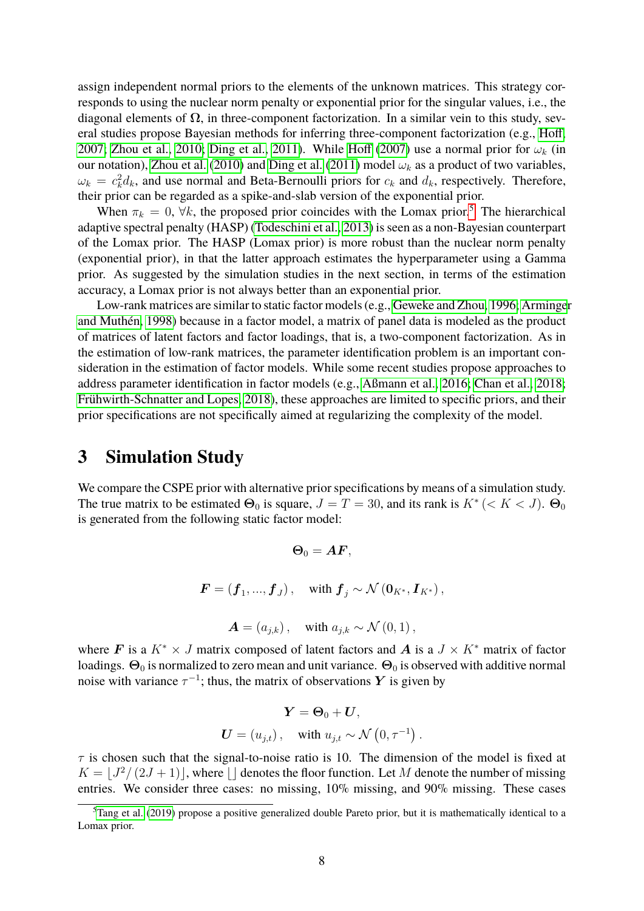assign independent normal priors to the elements of the unknown matrices. This strategy corresponds to using the nuclear norm penalty or exponential prior for the singular values, i.e., the diagonal elements of $\boldsymbol{\Omega}$, in three-component factorization. In a similar vein to this study, several studies propose Bayesian methods for inferring three-component factorization (e.g., Hoff, 2007; Zhou et al., 2010; Ding et al., 2011). While Hoff (2007) use a normal prior for $\omega_k$ (in our notation), Zhou et al. (2010) and Ding et al. (2011) model $\omega_k$ as a product of two variables, $\omega_k = c_k^2 d_k$, and use normal and Beta-Bernoulli priors for $c_k$ and $d_k$, respectively. Therefore, their prior can be regarded as a spike-and-slab version of the exponential prior.

When $\pi_k = 0$, $\forall k$, the proposed prior coincides with the Lomax prior.[5] The hierarchical adaptive spectral penalty (HASP) (Todeschini et al., 2013) is seen as a non-Bayesian counterpart of the Lomax prior. The HASP (Lomax prior) is more robust than the nuclear norm penalty (exponential prior), in that the latter approach estimates the hyperparameter using a Gamma prior. As suggested by the simulation studies in the next section, in terms of the estimation accuracy, a Lomax prior is not always better than an exponential prior.

Low-rank matrices are similar to static factor models (e.g., Geweke and Zhou, 1996; Arminger and Muthén, 1998) because in a factor model, a matrix of panel data is modeled as the product of matrices of latent factors and factor loadings, that is, a two-component factorization. As in the estimation of low-rank matrices, the parameter identification problem is an important consideration in the estimation of factor models. While some recent studies propose approaches to address parameter identification in factor models (e.g., Aßmann et al., 2016; Chan et al., 2018; Frühwirth-Schnatter and Lopes, 2018), these approaches are limited to specific priors, and their prior specifications are not specifically aimed at regularizing the complexity of the model.

# 3 Simulation Study

We compare the CSPE prior with alternative prior specifications by means of a simulation study. The true matrix to be estimated $\boldsymbol{\Theta}_0$ is square, $J = T = 30$, and its rank is $K^*$ $(< K < J)$. $\boldsymbol{\Theta}_0$ is generated from the following static factor model:

$$\boldsymbol{\Theta}_0 = \boldsymbol{A}\boldsymbol{F},$$

$$\boldsymbol{F} = \left(\boldsymbol{f}_1, ..., \boldsymbol{f}_J\right), \quad \text{with } \boldsymbol{f}_j \sim \mathcal{N}\left(\boldsymbol{0}_{K^*}, \boldsymbol{I}_{K^*}\right),$$

$$\boldsymbol{A} = \left(a_{j,k}\right), \quad \text{with } a_{j,k} \sim \mathcal{N}\left(0, 1\right),$$

where $\boldsymbol{F}$ is a $K^* \times J$ matrix composed of latent factors and $\boldsymbol{A}$ is a $J \times K^*$ matrix of factor loadings. $\boldsymbol{\Theta}_0$ is normalized to zero mean and unit variance. $\boldsymbol{\Theta}_0$ is observed with additive normal noise with variance $\tau^{-1}$; thus, the matrix of observations $\boldsymbol{Y}$ is given by

$$\boldsymbol{Y} = \boldsymbol{\Theta}_0 + \boldsymbol{U},$$
$$\boldsymbol{U} = \left(u_{j,t}\right), \quad \text{with } u_{j,t} \sim \mathcal{N}\left(0, \tau^{-1}\right).$$

$\tau$ is chosen such that the signal-to-noise ratio is 10. The dimension of the model is fixed at $K = \lfloor J^2 / \left(2J + 1\right) \rfloor$, where $\lfloor \rfloor$ denotes the floor function. Let $M$ denote the number of missing entries. We consider three cases: no missing, 10% missing, and 90% missing. These cases

[5] Tang et al. (2019) propose a positive generalized double Pareto prior, but it is mathematically identical to a Lomax prior.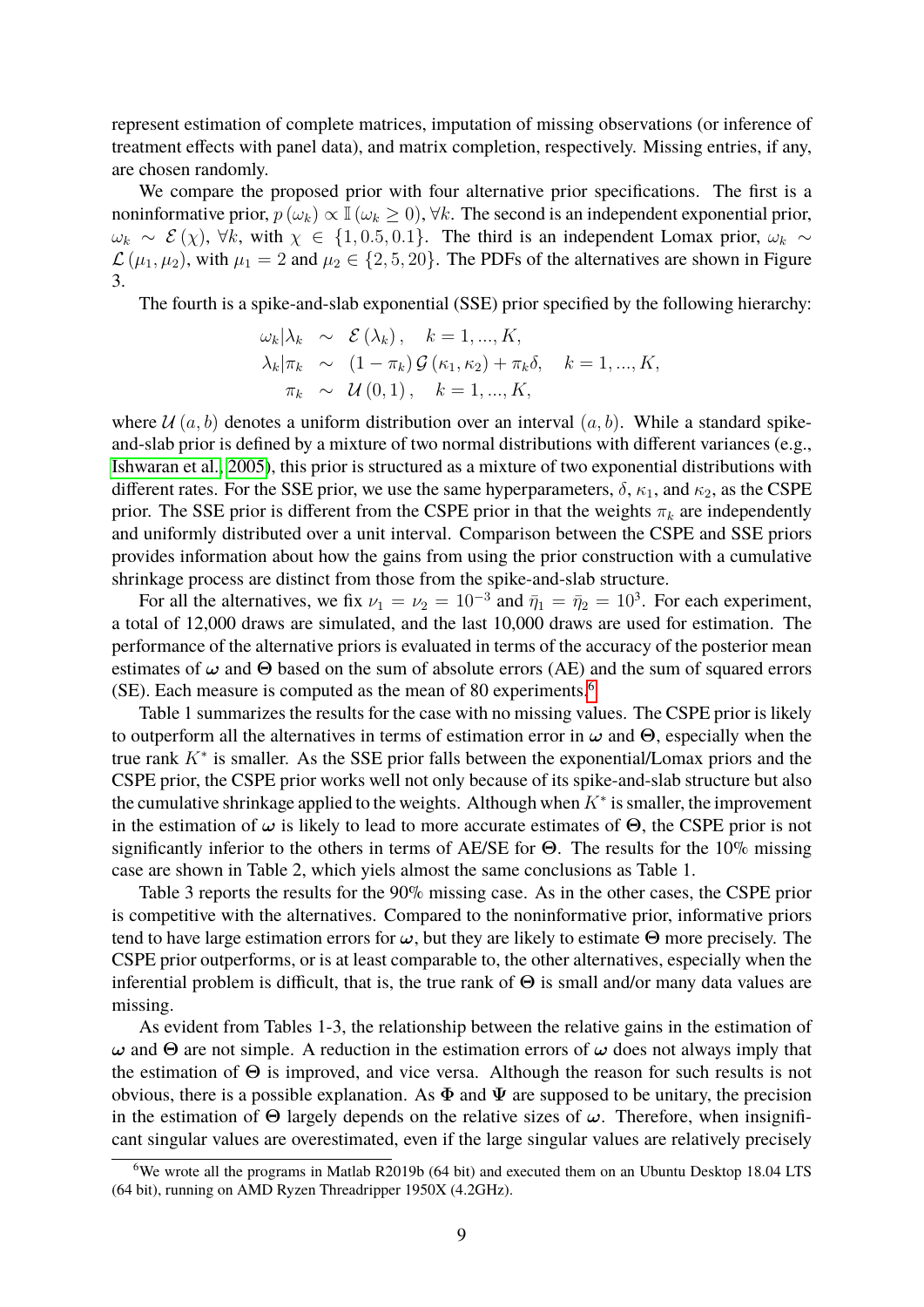represent estimation of complete matrices, imputation of missing observations (or inference of treatment effects with panel data), and matrix completion, respectively. Missing entries, if any, are chosen randomly.

We compare the proposed prior with four alternative prior specifications. The first is a noninformative prior, $p(\omega_k) \propto \mathbb{I}(\omega_k \geq 0)$, $\forall k$. The second is an independent exponential prior, $\omega_k \sim \mathcal{E}(\chi)$, $\forall k$, with $\chi \in \{1, 0.5, 0.1\}$. The third is an independent Lomax prior, $\omega_k \sim \mathcal{L}(\mu_1, \mu_2)$, with $\mu_1 = 2$ and $\mu_2 \in \{2, 5, 20\}$. The PDFs of the alternatives are shown in Figure 3.

The fourth is a spike-and-slab exponential (SSE) prior specified by the following hierarchy:

$$
\begin{aligned}
\omega_k | \lambda_k &\sim \mathcal{E}(\lambda_k), \quad k = 1, ..., K, \\
\lambda_k | \pi_k &\sim (1 - \pi_k)\, \mathcal{G}(\kappa_1, \kappa_2) + \pi_k \delta, \quad k = 1, ..., K, \\
\pi_k &\sim \mathcal{U}(0, 1), \quad k = 1, ..., K,
\end{aligned}
$$

where $\mathcal{U}(a, b)$ denotes a uniform distribution over an interval $(a, b)$. While a standard spike-and-slab prior is defined by a mixture of two normal distributions with different variances (e.g., Ishwaran et al., 2005), this prior is structured as a mixture of two exponential distributions with different rates. For the SSE prior, we use the same hyperparameters, $\delta$, $\kappa_1$, and $\kappa_2$, as the CSPE prior. The SSE prior is different from the CSPE prior in that the weights $\pi_k$ are independently and uniformly distributed over a unit interval. Comparison between the CSPE and SSE priors provides information about how the gains from using the prior construction with a cumulative shrinkage process are distinct from those from the spike-and-slab structure.

For all the alternatives, we fix $\nu_1 = \nu_2 = 10^{-3}$ and $\bar{\eta}_1 = \bar{\eta}_2 = 10^3$. For each experiment, a total of 12,000 draws are simulated, and the last 10,000 draws are used for estimation. The performance of the alternative priors is evaluated in terms of the accuracy of the posterior mean estimates of $\boldsymbol{\omega}$ and $\boldsymbol{\Theta}$ based on the sum of absolute errors (AE) and the sum of squared errors (SE). Each measure is computed as the mean of 80 experiments.[6]

Table 1 summarizes the results for the case with no missing values. The CSPE prior is likely to outperform all the alternatives in terms of estimation error in $\boldsymbol{\omega}$ and $\boldsymbol{\Theta}$, especially when the true rank $K^*$ is smaller. As the SSE prior falls between the exponential/Lomax priors and the CSPE prior, the CSPE prior works well not only because of its spike-and-slab structure but also the cumulative shrinkage applied to the weights. Although when $K^*$ is smaller, the improvement in the estimation of $\boldsymbol{\omega}$ is likely to lead to more accurate estimates of $\boldsymbol{\Theta}$, the CSPE prior is not significantly inferior to the others in terms of AE/SE for $\boldsymbol{\Theta}$. The results for the 10% missing case are shown in Table 2, which yiels almost the same conclusions as Table 1.

Table 3 reports the results for the 90% missing case. As in the other cases, the CSPE prior is competitive with the alternatives. Compared to the noninformative prior, informative priors tend to have large estimation errors for $\boldsymbol{\omega}$, but they are likely to estimate $\boldsymbol{\Theta}$ more precisely. The CSPE prior outperforms, or is at least comparable to, the other alternatives, especially when the inferential problem is difficult, that is, the true rank of $\boldsymbol{\Theta}$ is small and/or many data values are missing.

As evident from Tables 1-3, the relationship between the relative gains in the estimation of $\boldsymbol{\omega}$ and $\boldsymbol{\Theta}$ are not simple. A reduction in the estimation errors of $\boldsymbol{\omega}$ does not always imply that the estimation of $\boldsymbol{\Theta}$ is improved, and vice versa. Although the reason for such results is not obvious, there is a possible explanation. As $\boldsymbol{\Phi}$ and $\boldsymbol{\Psi}$ are supposed to be unitary, the precision in the estimation of $\boldsymbol{\Theta}$ largely depends on the relative sizes of $\boldsymbol{\omega}$. Therefore, when insignificant singular values are overestimated, even if the large singular values are relatively precisely

[6] We wrote all the programs in Matlab R2019b (64 bit) and executed them on an Ubuntu Desktop 18.04 LTS (64 bit), running on AMD Ryzen Threadripper 1950X (4.2GHz).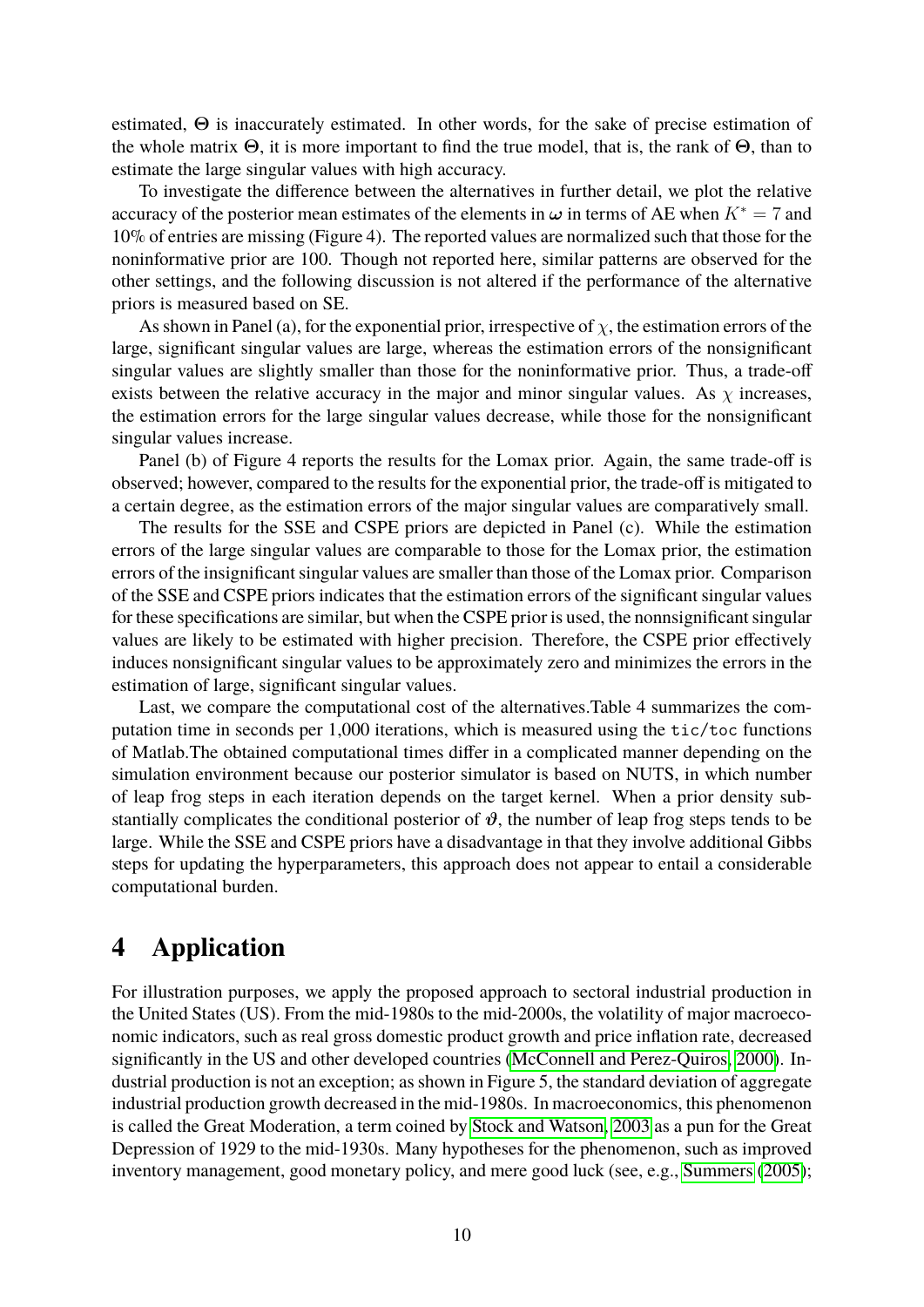estimated, $\Theta$ is inaccurately estimated. In other words, for the sake of precise estimation of the whole matrix $\Theta$, it is more important to find the true model, that is, the rank of $\Theta$, than to estimate the large singular values with high accuracy.

To investigate the difference between the alternatives in further detail, we plot the relative accuracy of the posterior mean estimates of the elements in $\boldsymbol{\omega}$ in terms of AE when $K^* = 7$ and 10% of entries are missing (Figure 4). The reported values are normalized such that those for the noninformative prior are 100. Though not reported here, similar patterns are observed for the other settings, and the following discussion is not altered if the performance of the alternative priors is measured based on SE.

As shown in Panel (a), for the exponential prior, irrespective of $\chi$, the estimation errors of the large, significant singular values are large, whereas the estimation errors of the nonsignificant singular values are slightly smaller than those for the noninformative prior. Thus, a trade-off exists between the relative accuracy in the major and minor singular values. As $\chi$ increases, the estimation errors for the large singular values decrease, while those for the nonsignificant singular values increase.

Panel (b) of Figure 4 reports the results for the Lomax prior. Again, the same trade-off is observed; however, compared to the results for the exponential prior, the trade-off is mitigated to a certain degree, as the estimation errors of the major singular values are comparatively small.

The results for the SSE and CSPE priors are depicted in Panel (c). While the estimation errors of the large singular values are comparable to those for the Lomax prior, the estimation errors of the insignificant singular values are smaller than those of the Lomax prior. Comparison of the SSE and CSPE priors indicates that the estimation errors of the significant singular values for these specifications are similar, but when the CSPE prior is used, the nonnsignificant singular values are likely to be estimated with higher precision. Therefore, the CSPE prior effectively induces nonsignificant singular values to be approximately zero and minimizes the errors in the estimation of large, significant singular values.

Last, we compare the computational cost of the alternatives.Table 4 summarizes the computation time in seconds per 1,000 iterations, which is measured using the `tic/toc` functions of Matlab.The obtained computational times differ in a complicated manner depending on the simulation environment because our posterior simulator is based on NUTS, in which number of leap frog steps in each iteration depends on the target kernel. When a prior density substantially complicates the conditional posterior of $\boldsymbol{\vartheta}$, the number of leap frog steps tends to be large. While the SSE and CSPE priors have a disadvantage in that they involve additional Gibbs steps for updating the hyperparameters, this approach does not appear to entail a considerable computational burden.

# 4 Application

For illustration purposes, we apply the proposed approach to sectoral industrial production in the United States (US). From the mid-1980s to the mid-2000s, the volatility of major macroeconomic indicators, such as real gross domestic product growth and price inflation rate, decreased significantly in the US and other developed countries (McConnell and Perez-Quiros, 2000). Industrial production is not an exception; as shown in Figure 5, the standard deviation of aggregate industrial production growth decreased in the mid-1980s. In macroeconomics, this phenomenon is called the Great Moderation, a term coined by Stock and Watson, 2003 as a pun for the Great Depression of 1929 to the mid-1930s. Many hypotheses for the phenomenon, such as improved inventory management, good monetary policy, and mere good luck (see, e.g., Summers (2005);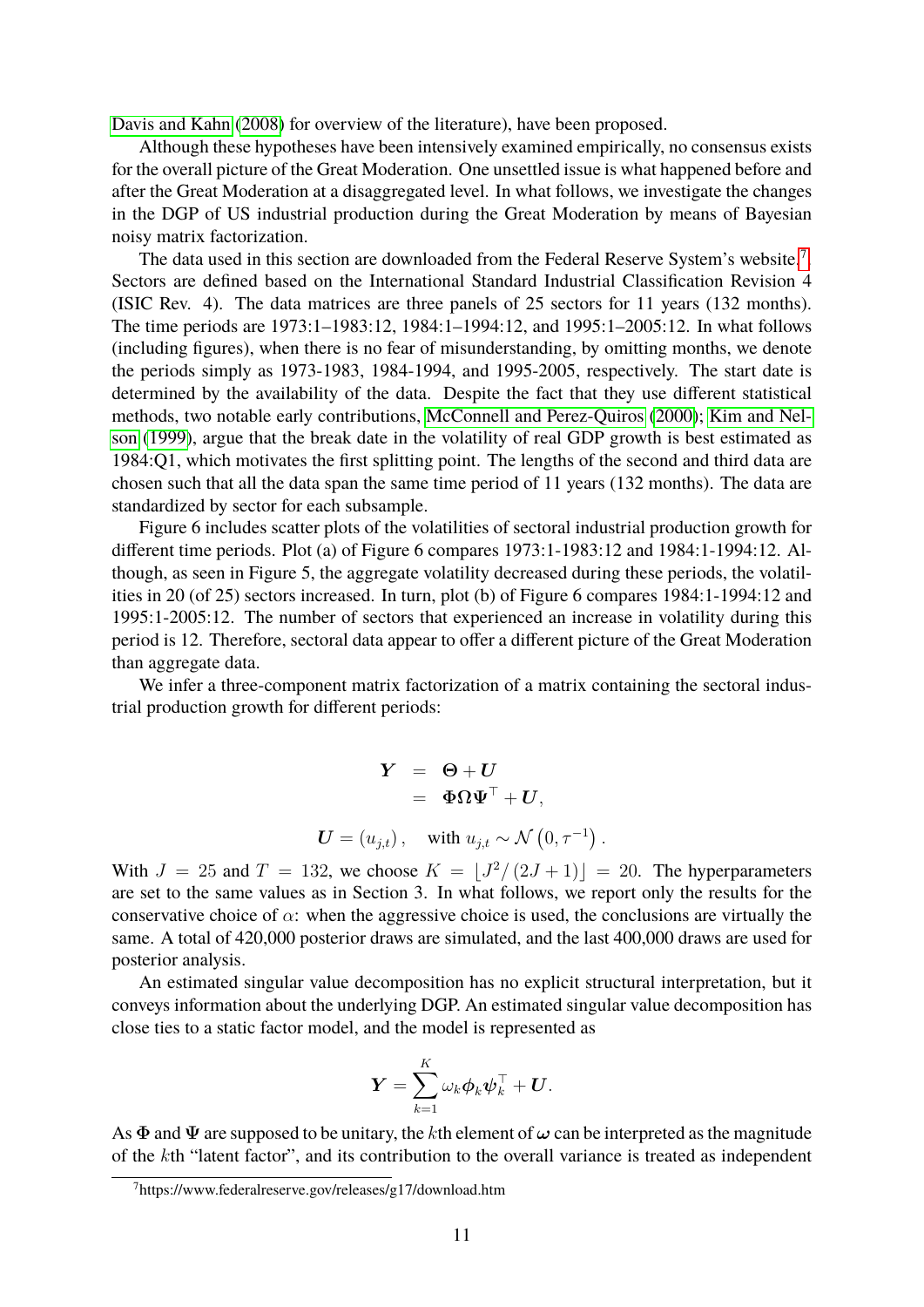Davis and Kahn (2008) for overview of the literature), have been proposed.

Although these hypotheses have been intensively examined empirically, no consensus exists for the overall picture of the Great Moderation. One unsettled issue is what happened before and after the Great Moderation at a disaggregated level. In what follows, we investigate the changes in the DGP of US industrial production during the Great Moderation by means of Bayesian noisy matrix factorization.

The data used in this section are downloaded from the Federal Reserve System's website[7]. Sectors are defined based on the International Standard Industrial Classification Revision 4 (ISIC Rev. 4). The data matrices are three panels of 25 sectors for 11 years (132 months). The time periods are 1973:1–1983:12, 1984:1–1994:12, and 1995:1–2005:12. In what follows (including figures), when there is no fear of misunderstanding, by omitting months, we denote the periods simply as 1973-1983, 1984-1994, and 1995-2005, respectively. The start date is determined by the availability of the data. Despite the fact that they use different statistical methods, two notable early contributions, McConnell and Perez-Quiros (2000); Kim and Nelson (1999), argue that the break date in the volatility of real GDP growth is best estimated as 1984:Q1, which motivates the first splitting point. The lengths of the second and third data are chosen such that all the data span the same time period of 11 years (132 months). The data are standardized by sector for each subsample.

Figure 6 includes scatter plots of the volatilities of sectoral industrial production growth for different time periods. Plot (a) of Figure 6 compares 1973:1-1983:12 and 1984:1-1994:12. Although, as seen in Figure 5, the aggregate volatility decreased during these periods, the volatilities in 20 (of 25) sectors increased. In turn, plot (b) of Figure 6 compares 1984:1-1994:12 and 1995:1-2005:12. The number of sectors that experienced an increase in volatility during this period is 12. Therefore, sectoral data appear to offer a different picture of the Great Moderation than aggregate data.

We infer a three-component matrix factorization of a matrix containing the sectoral industrial production growth for different periods:

$$
\begin{aligned}
\boldsymbol{Y} &= \boldsymbol{\Theta} + \boldsymbol{U} \\
&= \boldsymbol{\Phi}\boldsymbol{\Omega}\boldsymbol{\Psi}^{\top} + \boldsymbol{U},
\end{aligned}
$$

$$
\boldsymbol{U} = (u_{j,t}), \quad \text{with } u_{j,t} \sim \mathcal{N}\left(0, \tau^{-1}\right).
$$

With $J = 25$ and $T = 132$, we choose $K = \lfloor J^2/(2J+1) \rfloor = 20$. The hyperparameters are set to the same values as in Section 3. In what follows, we report only the results for the conservative choice of $\alpha$: when the aggressive choice is used, the conclusions are virtually the same. A total of 420,000 posterior draws are simulated, and the last 400,000 draws are used for posterior analysis.

An estimated singular value decomposition has no explicit structural interpretation, but it conveys information about the underlying DGP. An estimated singular value decomposition has close ties to a static factor model, and the model is represented as

$$
\boldsymbol{Y} = \sum_{k=1}^{K} \omega_k \boldsymbol{\phi}_k \boldsymbol{\psi}_k^{\top} + \boldsymbol{U}.
$$

As $\boldsymbol{\Phi}$ and $\boldsymbol{\Psi}$ are supposed to be unitary, the $k$th element of $\boldsymbol{\omega}$ can be interpreted as the magnitude of the $k$th "latent factor", and its contribution to the overall variance is treated as independent

[7] https://www.federalreserve.gov/releases/g17/download.htm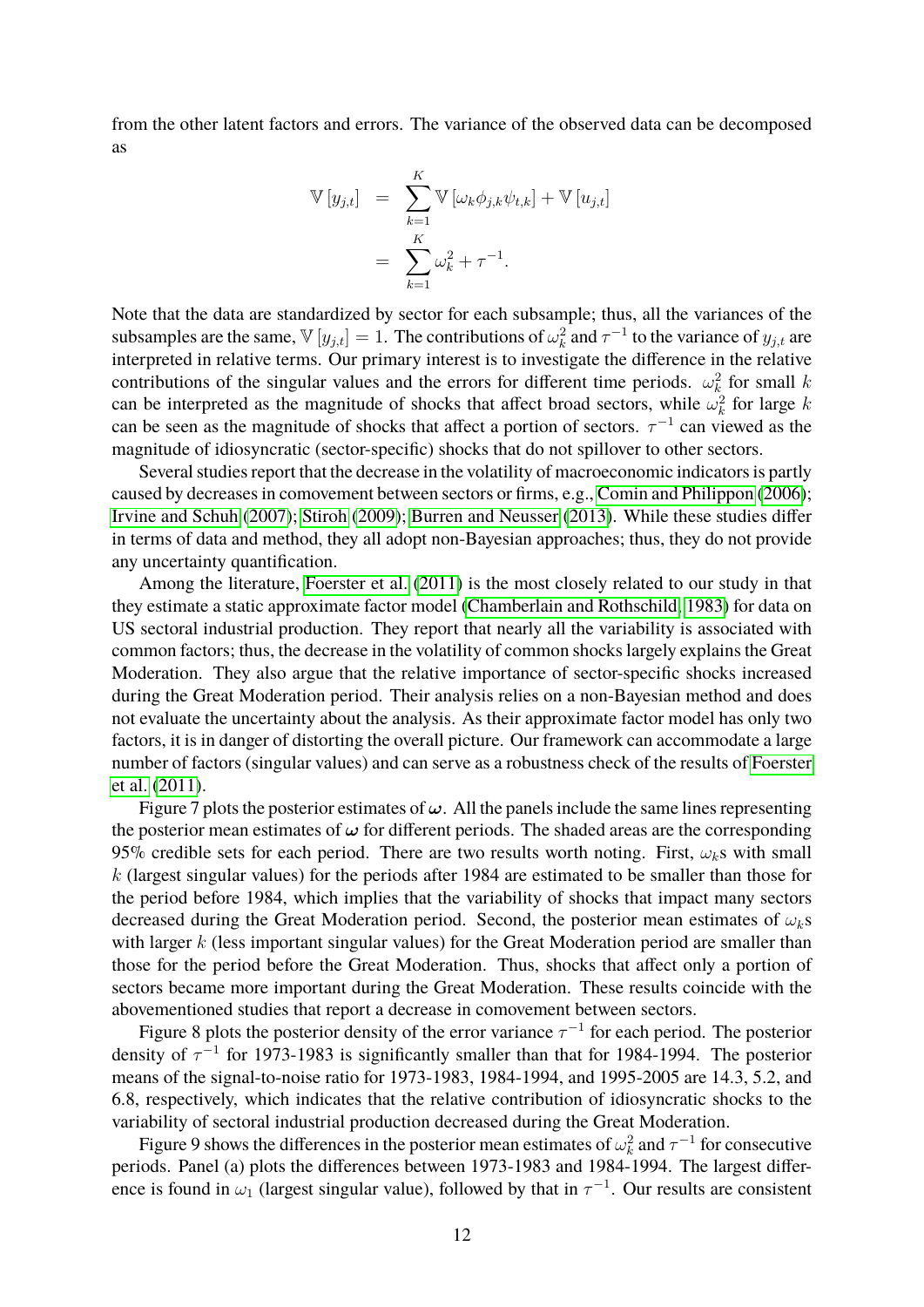from the other latent factors and errors. The variance of the observed data can be decomposed as

$$
\begin{aligned}
\mathbb{V}\left[y_{j,t}\right] &= \sum_{k=1}^{K} \mathbb{V}\left[\omega_k \phi_{j,k} \psi_{t,k}\right] + \mathbb{V}\left[u_{j,t}\right] \\
&= \sum_{k=1}^{K} \omega_k^2 + \tau^{-1}.
\end{aligned}
$$

Note that the data are standardized by sector for each subsample; thus, all the variances of the subsamples are the same, $\mathbb{V}\left[y_{j,t}\right] = 1$. The contributions of $\omega_k^2$ and $\tau^{-1}$ to the variance of $y_{j,t}$ are interpreted in relative terms. Our primary interest is to investigate the difference in the relative contributions of the singular values and the errors for different time periods. $\omega_k^2$ for small $k$ can be interpreted as the magnitude of shocks that affect broad sectors, while $\omega_k^2$ for large $k$ can be seen as the magnitude of shocks that affect a portion of sectors. $\tau^{-1}$ can viewed as the magnitude of idiosyncratic (sector-specific) shocks that do not spillover to other sectors.

Several studies report that the decrease in the volatility of macroeconomic indicators is partly caused by decreases in comovement between sectors or firms, e.g., Comin and Philippon (2006); Irvine and Schuh (2007); Stiroh (2009); Burren and Neusser (2013). While these studies differ in terms of data and method, they all adopt non-Bayesian approaches; thus, they do not provide any uncertainty quantification.

Among the literature, Foerster et al. (2011) is the most closely related to our study in that they estimate a static approximate factor model (Chamberlain and Rothschild, 1983) for data on US sectoral industrial production. They report that nearly all the variability is associated with common factors; thus, the decrease in the volatility of common shocks largely explains the Great Moderation. They also argue that the relative importance of sector-specific shocks increased during the Great Moderation period. Their analysis relies on a non-Bayesian method and does not evaluate the uncertainty about the analysis. As their approximate factor model has only two factors, it is in danger of distorting the overall picture. Our framework can accommodate a large number of factors (singular values) and can serve as a robustness check of the results of Foerster et al. (2011).

Figure 7 plots the posterior estimates of $\boldsymbol{\omega}$. All the panels include the same lines representing the posterior mean estimates of $\boldsymbol{\omega}$ for different periods. The shaded areas are the corresponding 95% credible sets for each period. There are two results worth noting. First, $\omega_k$s with small $k$ (largest singular values) for the periods after 1984 are estimated to be smaller than those for the period before 1984, which implies that the variability of shocks that impact many sectors decreased during the Great Moderation period. Second, the posterior mean estimates of $\omega_k$s with larger $k$ (less important singular values) for the Great Moderation period are smaller than those for the period before the Great Moderation. Thus, shocks that affect only a portion of sectors became more important during the Great Moderation. These results coincide with the abovementioned studies that report a decrease in comovement between sectors.

Figure 8 plots the posterior density of the error variance $\tau^{-1}$ for each period. The posterior density of $\tau^{-1}$ for 1973-1983 is significantly smaller than that for 1984-1994. The posterior means of the signal-to-noise ratio for 1973-1983, 1984-1994, and 1995-2005 are 14.3, 5.2, and 6.8, respectively, which indicates that the relative contribution of idiosyncratic shocks to the variability of sectoral industrial production decreased during the Great Moderation.

Figure 9 shows the differences in the posterior mean estimates of $\omega_k^2$ and $\tau^{-1}$ for consecutive periods. Panel (a) plots the differences between 1973-1983 and 1984-1994. The largest difference is found in $\omega_1$ (largest singular value), followed by that in $\tau^{-1}$. Our results are consistent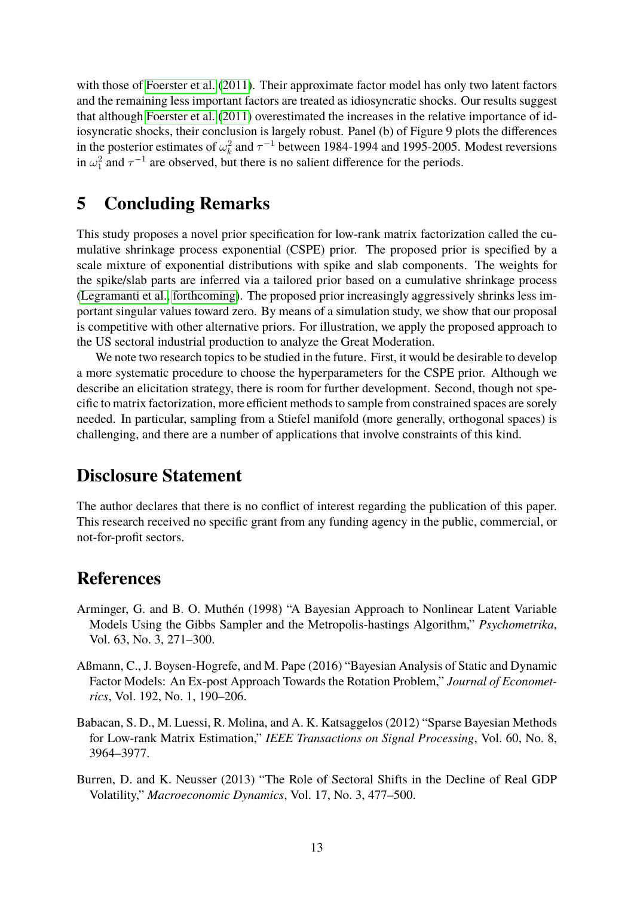with those of Foerster et al. (2011). Their approximate factor model has only two latent factors and the remaining less important factors are treated as idiosyncratic shocks. Our results suggest that although Foerster et al. (2011) overestimated the increases in the relative importance of idiosyncratic shocks, their conclusion is largely robust. Panel (b) of Figure 9 plots the differences in the posterior estimates of $\omega_k^2$ and $\tau^{-1}$ between 1984-1994 and 1995-2005. Modest reversions in $\omega_1^2$ and $\tau^{-1}$ are observed, but there is no salient difference for the periods.

# 5 Concluding Remarks

This study proposes a novel prior specification for low-rank matrix factorization called the cumulative shrinkage process exponential (CSPE) prior. The proposed prior is specified by a scale mixture of exponential distributions with spike and slab components. The weights for the spike/slab parts are inferred via a tailored prior based on a cumulative shrinkage process (Legramanti et al., forthcoming). The proposed prior increasingly aggressively shrinks less important singular values toward zero. By means of a simulation study, we show that our proposal is competitive with other alternative priors. For illustration, we apply the proposed approach to the US sectoral industrial production to analyze the Great Moderation.

We note two research topics to be studied in the future. First, it would be desirable to develop a more systematic procedure to choose the hyperparameters for the CSPE prior. Although we describe an elicitation strategy, there is room for further development. Second, though not specific to matrix factorization, more efficient methods to sample from constrained spaces are sorely needed. In particular, sampling from a Stiefel manifold (more generally, orthogonal spaces) is challenging, and there are a number of applications that involve constraints of this kind.

# Disclosure Statement

The author declares that there is no conflict of interest regarding the publication of this paper. This research received no specific grant from any funding agency in the public, commercial, or not-for-profit sectors.

# References

Arminger, G. and B. O. Muthén (1998) "A Bayesian Approach to Nonlinear Latent Variable Models Using the Gibbs Sampler and the Metropolis-hastings Algorithm," *Psychometrika*, Vol. 63, No. 3, 271–300.

Aßmann, C., J. Boysen-Hogrefe, and M. Pape (2016) "Bayesian Analysis of Static and Dynamic Factor Models: An Ex-post Approach Towards the Rotation Problem," *Journal of Econometrics*, Vol. 192, No. 1, 190–206.

Babacan, S. D., M. Luessi, R. Molina, and A. K. Katsaggelos (2012) "Sparse Bayesian Methods for Low-rank Matrix Estimation," *IEEE Transactions on Signal Processing*, Vol. 60, No. 8, 3964–3977.

Burren, D. and K. Neusser (2013) "The Role of Sectoral Shifts in the Decline of Real GDP Volatility," *Macroeconomic Dynamics*, Vol. 17, No. 3, 477–500.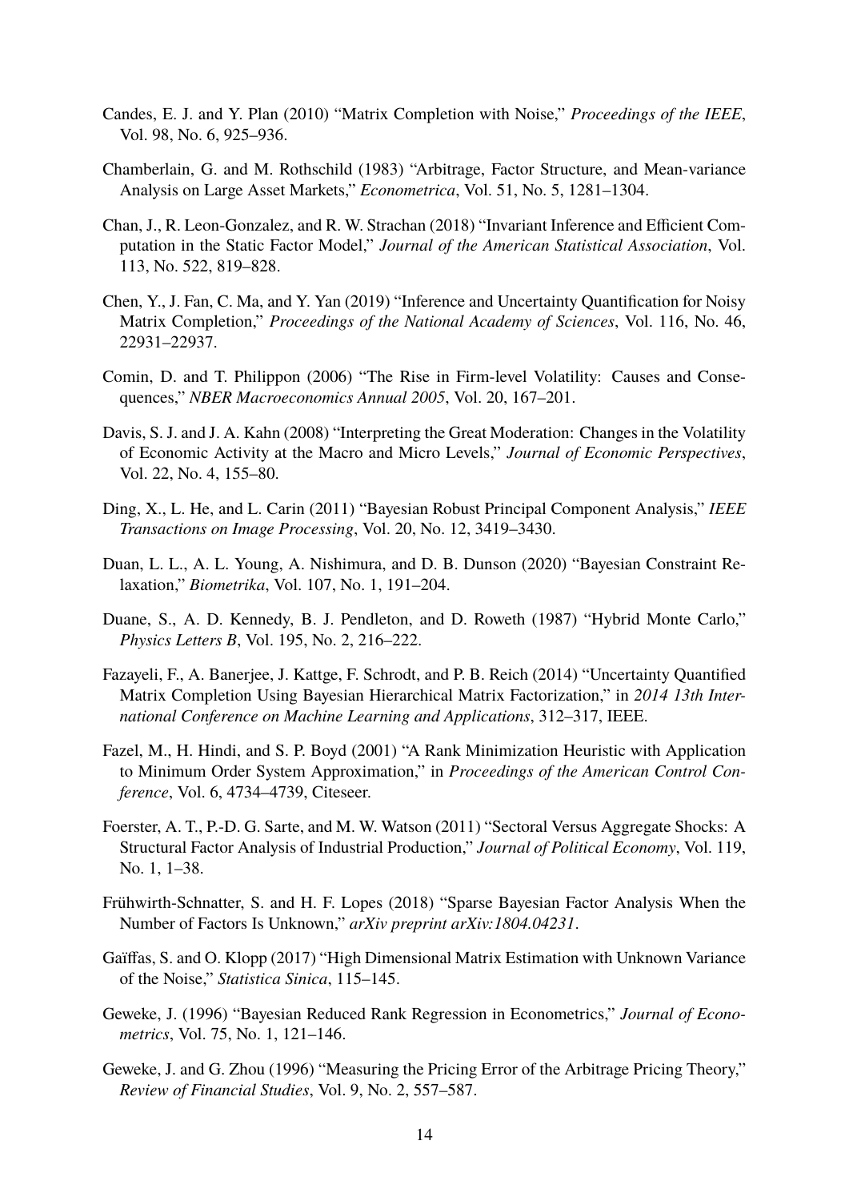Candes, E. J. and Y. Plan (2010) "Matrix Completion with Noise," *Proceedings of the IEEE*, Vol. 98, No. 6, 925–936.

Chamberlain, G. and M. Rothschild (1983) "Arbitrage, Factor Structure, and Mean-variance Analysis on Large Asset Markets," *Econometrica*, Vol. 51, No. 5, 1281–1304.

Chan, J., R. Leon-Gonzalez, and R. W. Strachan (2018) "Invariant Inference and Efficient Computation in the Static Factor Model," *Journal of the American Statistical Association*, Vol. 113, No. 522, 819–828.

Chen, Y., J. Fan, C. Ma, and Y. Yan (2019) "Inference and Uncertainty Quantification for Noisy Matrix Completion," *Proceedings of the National Academy of Sciences*, Vol. 116, No. 46, 22931–22937.

Comin, D. and T. Philippon (2006) "The Rise in Firm-level Volatility: Causes and Consequences," *NBER Macroeconomics Annual 2005*, Vol. 20, 167–201.

Davis, S. J. and J. A. Kahn (2008) "Interpreting the Great Moderation: Changes in the Volatility of Economic Activity at the Macro and Micro Levels," *Journal of Economic Perspectives*, Vol. 22, No. 4, 155–80.

Ding, X., L. He, and L. Carin (2011) "Bayesian Robust Principal Component Analysis," *IEEE Transactions on Image Processing*, Vol. 20, No. 12, 3419–3430.

Duan, L. L., A. L. Young, A. Nishimura, and D. B. Dunson (2020) "Bayesian Constraint Relaxation," *Biometrika*, Vol. 107, No. 1, 191–204.

Duane, S., A. D. Kennedy, B. J. Pendleton, and D. Roweth (1987) "Hybrid Monte Carlo," *Physics Letters B*, Vol. 195, No. 2, 216–222.

Fazayeli, F., A. Banerjee, J. Kattge, F. Schrodt, and P. B. Reich (2014) "Uncertainty Quantified Matrix Completion Using Bayesian Hierarchical Matrix Factorization," in *2014 13th International Conference on Machine Learning and Applications*, 312–317, IEEE.

Fazel, M., H. Hindi, and S. P. Boyd (2001) "A Rank Minimization Heuristic with Application to Minimum Order System Approximation," in *Proceedings of the American Control Conference*, Vol. 6, 4734–4739, Citeseer.

Foerster, A. T., P.-D. G. Sarte, and M. W. Watson (2011) "Sectoral Versus Aggregate Shocks: A Structural Factor Analysis of Industrial Production," *Journal of Political Economy*, Vol. 119, No. 1, 1–38.

Frühwirth-Schnatter, S. and H. F. Lopes (2018) "Sparse Bayesian Factor Analysis When the Number of Factors Is Unknown," *arXiv preprint arXiv:1804.04231*.

Gaïffas, S. and O. Klopp (2017) "High Dimensional Matrix Estimation with Unknown Variance of the Noise," *Statistica Sinica*, 115–145.

Geweke, J. (1996) "Bayesian Reduced Rank Regression in Econometrics," *Journal of Econometrics*, Vol. 75, No. 1, 121–146.

Geweke, J. and G. Zhou (1996) "Measuring the Pricing Error of the Arbitrage Pricing Theory," *Review of Financial Studies*, Vol. 9, No. 2, 557–587.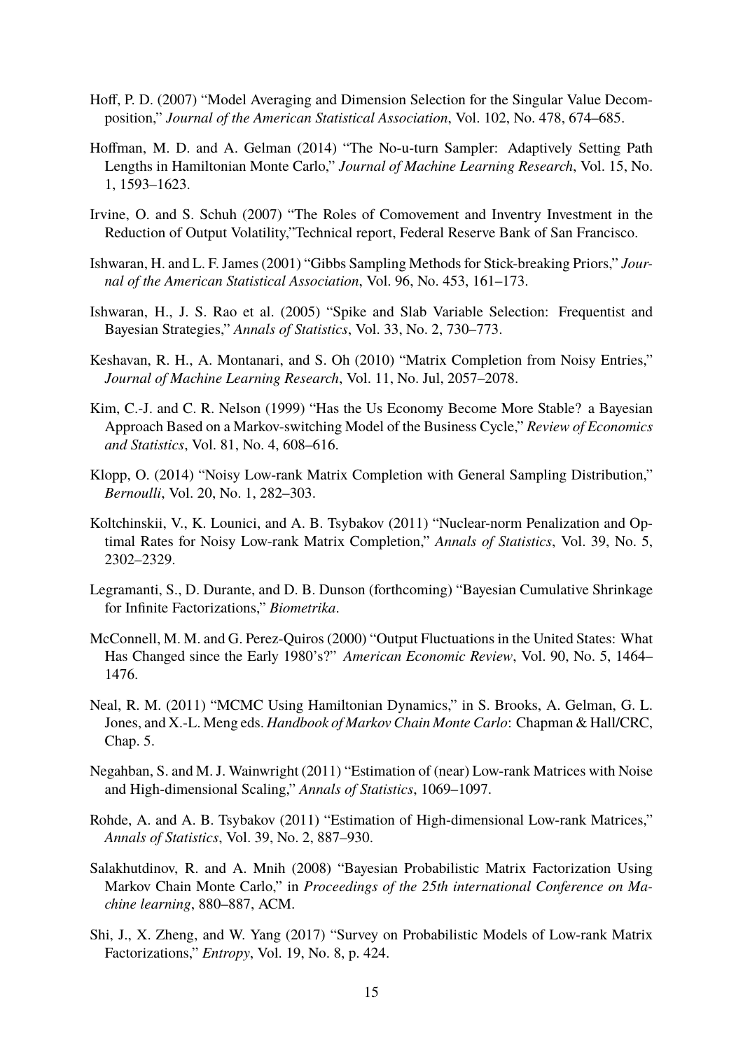Hoff, P. D. (2007) "Model Averaging and Dimension Selection for the Singular Value Decomposition," *Journal of the American Statistical Association*, Vol. 102, No. 478, 674–685.

Hoffman, M. D. and A. Gelman (2014) "The No-u-turn Sampler: Adaptively Setting Path Lengths in Hamiltonian Monte Carlo," *Journal of Machine Learning Research*, Vol. 15, No. 1, 1593–1623.

Irvine, O. and S. Schuh (2007) "The Roles of Comovement and Inventry Investment in the Reduction of Output Volatility,"Technical report, Federal Reserve Bank of San Francisco.

Ishwaran, H. and L. F. James (2001) "Gibbs Sampling Methods for Stick-breaking Priors," *Journal of the American Statistical Association*, Vol. 96, No. 453, 161–173.

Ishwaran, H., J. S. Rao et al. (2005) "Spike and Slab Variable Selection: Frequentist and Bayesian Strategies," *Annals of Statistics*, Vol. 33, No. 2, 730–773.

Keshavan, R. H., A. Montanari, and S. Oh (2010) "Matrix Completion from Noisy Entries," *Journal of Machine Learning Research*, Vol. 11, No. Jul, 2057–2078.

Kim, C.-J. and C. R. Nelson (1999) "Has the Us Economy Become More Stable? a Bayesian Approach Based on a Markov-switching Model of the Business Cycle," *Review of Economics and Statistics*, Vol. 81, No. 4, 608–616.

Klopp, O. (2014) "Noisy Low-rank Matrix Completion with General Sampling Distribution," *Bernoulli*, Vol. 20, No. 1, 282–303.

Koltchinskii, V., K. Lounici, and A. B. Tsybakov (2011) "Nuclear-norm Penalization and Optimal Rates for Noisy Low-rank Matrix Completion," *Annals of Statistics*, Vol. 39, No. 5, 2302–2329.

Legramanti, S., D. Durante, and D. B. Dunson (forthcoming) "Bayesian Cumulative Shrinkage for Infinite Factorizations," *Biometrika*.

McConnell, M. M. and G. Perez-Quiros (2000) "Output Fluctuations in the United States: What Has Changed since the Early 1980's?" *American Economic Review*, Vol. 90, No. 5, 1464–1476.

Neal, R. M. (2011) "MCMC Using Hamiltonian Dynamics," in S. Brooks, A. Gelman, G. L. Jones, and X.-L. Meng eds. *Handbook of Markov Chain Monte Carlo*: Chapman & Hall/CRC, Chap. 5.

Negahban, S. and M. J. Wainwright (2011) "Estimation of (near) Low-rank Matrices with Noise and High-dimensional Scaling," *Annals of Statistics*, 1069–1097.

Rohde, A. and A. B. Tsybakov (2011) "Estimation of High-dimensional Low-rank Matrices," *Annals of Statistics*, Vol. 39, No. 2, 887–930.

Salakhutdinov, R. and A. Mnih (2008) "Bayesian Probabilistic Matrix Factorization Using Markov Chain Monte Carlo," in *Proceedings of the 25th international Conference on Machine learning*, 880–887, ACM.

Shi, J., X. Zheng, and W. Yang (2017) "Survey on Probabilistic Models of Low-rank Matrix Factorizations," *Entropy*, Vol. 19, No. 8, p. 424.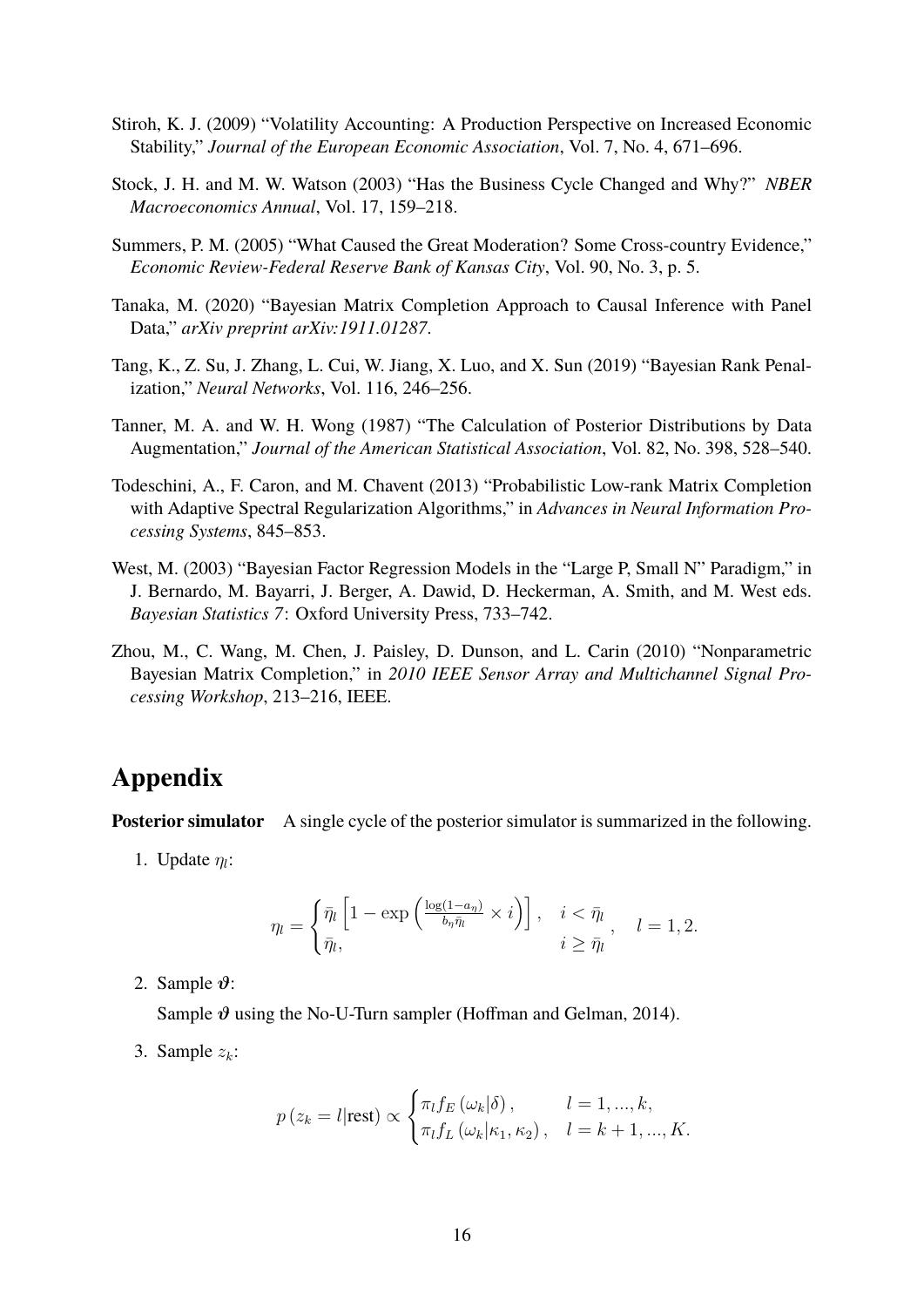Stiroh, K. J. (2009) "Volatility Accounting: A Production Perspective on Increased Economic Stability," *Journal of the European Economic Association*, Vol. 7, No. 4, 671–696.

Stock, J. H. and M. W. Watson (2003) "Has the Business Cycle Changed and Why?" *NBER Macroeconomics Annual*, Vol. 17, 159–218.

Summers, P. M. (2005) "What Caused the Great Moderation? Some Cross-country Evidence," *Economic Review-Federal Reserve Bank of Kansas City*, Vol. 90, No. 3, p. 5.

Tanaka, M. (2020) "Bayesian Matrix Completion Approach to Causal Inference with Panel Data," *arXiv preprint arXiv:1911.01287*.

Tang, K., Z. Su, J. Zhang, L. Cui, W. Jiang, X. Luo, and X. Sun (2019) "Bayesian Rank Penalization," *Neural Networks*, Vol. 116, 246–256.

Tanner, M. A. and W. H. Wong (1987) "The Calculation of Posterior Distributions by Data Augmentation," *Journal of the American Statistical Association*, Vol. 82, No. 398, 528–540.

Todeschini, A., F. Caron, and M. Chavent (2013) "Probabilistic Low-rank Matrix Completion with Adaptive Spectral Regularization Algorithms," in *Advances in Neural Information Processing Systems*, 845–853.

West, M. (2003) "Bayesian Factor Regression Models in the "Large P, Small N" Paradigm," in J. Bernardo, M. Bayarri, J. Berger, A. Dawid, D. Heckerman, A. Smith, and M. West eds. *Bayesian Statistics 7*: Oxford University Press, 733–742.

Zhou, M., C. Wang, M. Chen, J. Paisley, D. Dunson, and L. Carin (2010) "Nonparametric Bayesian Matrix Completion," in *2010 IEEE Sensor Array and Multichannel Signal Processing Workshop*, 213–216, IEEE.

# Appendix

**Posterior simulator** A single cycle of the posterior simulator is summarized in the following.

1. Update $\eta_l$:

$$\eta_l = \begin{cases} \bar{\eta}_l \left[1 - \exp\left(\frac{\log(1-a_\eta)}{b_\eta \bar{\eta}_l} \times i\right)\right], & i < \bar{\eta}_l \\ \bar{\eta}_l, & i \geq \bar{\eta}_l \end{cases}, \quad l = 1, 2.$$

2. Sample $\boldsymbol{\vartheta}$:

   Sample $\boldsymbol{\vartheta}$ using the No-U-Turn sampler (Hoffman and Gelman, 2014).

3. Sample $z_k$:

$$p\left(z_k = l|\text{rest}\right) \propto \begin{cases} \pi_l f_E\left(\omega_k|\delta\right), & l = 1, ..., k, \\ \pi_l f_L\left(\omega_k|\kappa_1, \kappa_2\right), & l = k+1, ..., K. \end{cases}$$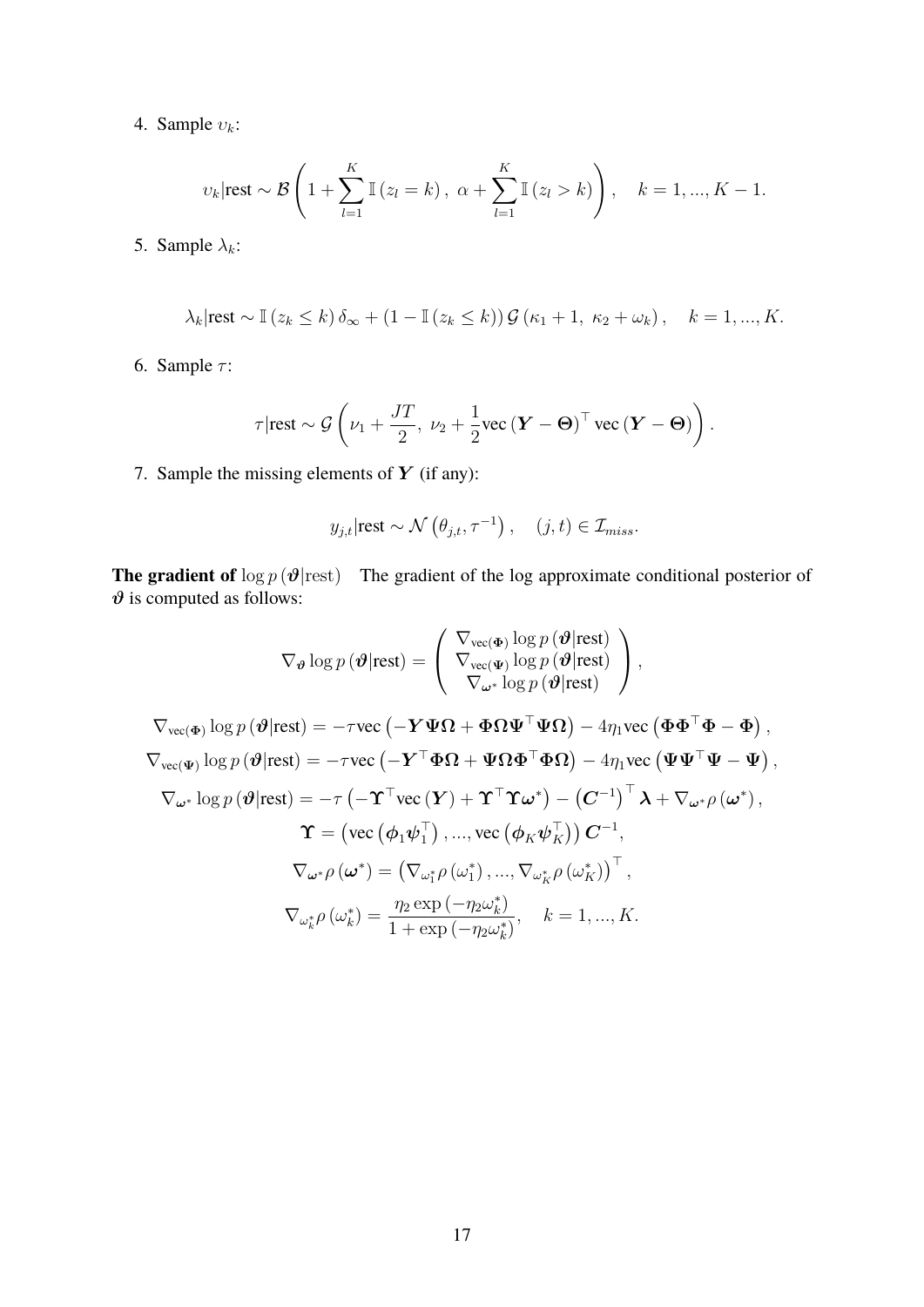4. Sample $\upsilon_k$:

$$\upsilon_k|\text{rest} \sim \mathcal{B}\left(1 + \sum_{l=1}^{K} \mathbb{I}(z_l = k),\ \alpha + \sum_{l=1}^{K} \mathbb{I}(z_l > k)\right), \quad k = 1, ..., K-1.$$

5. Sample $\lambda_k$:

$$\lambda_k|\text{rest} \sim \mathbb{I}(z_k \leq k)\,\delta_\infty + (1 - \mathbb{I}(z_k \leq k))\,\mathcal{G}(\kappa_1 + 1,\ \kappa_2 + \omega_k), \quad k = 1, ..., K.$$

6. Sample $\tau$:

$$\tau|\text{rest} \sim \mathcal{G}\left(\nu_1 + \frac{JT}{2},\ \nu_2 + \frac{1}{2}\text{vec}(\boldsymbol{Y} - \boldsymbol{\Theta})^\top \text{vec}(\boldsymbol{Y} - \boldsymbol{\Theta})\right).$$

7. Sample the missing elements of $\boldsymbol{Y}$ (if any):

$$y_{j,t}|\text{rest} \sim \mathcal{N}\left(\theta_{j,t}, \tau^{-1}\right), \quad (j,t) \in \mathcal{I}_{miss}.$$

**The gradient of** $\log p(\boldsymbol{\vartheta}|\text{rest})$ The gradient of the log approximate conditional posterior of $\boldsymbol{\vartheta}$ is computed as follows:

$$\nabla_{\boldsymbol{\vartheta}} \log p(\boldsymbol{\vartheta}|\text{rest}) = \begin{pmatrix} \nabla_{\text{vec}(\boldsymbol{\Phi})} \log p(\boldsymbol{\vartheta}|\text{rest}) \\ \nabla_{\text{vec}(\boldsymbol{\Psi})} \log p(\boldsymbol{\vartheta}|\text{rest}) \\ \nabla_{\boldsymbol{\omega}^*} \log p(\boldsymbol{\vartheta}|\text{rest}) \end{pmatrix},$$

$$\nabla_{\text{vec}(\boldsymbol{\Phi})} \log p(\boldsymbol{\vartheta}|\text{rest}) = -\tau \text{vec}\left(-\boldsymbol{Y}\boldsymbol{\Psi}\boldsymbol{\Omega} + \boldsymbol{\Phi}\boldsymbol{\Omega}\boldsymbol{\Psi}^\top\boldsymbol{\Psi}\boldsymbol{\Omega}\right) - 4\eta_1 \text{vec}\left(\boldsymbol{\Phi}\boldsymbol{\Phi}^\top\boldsymbol{\Phi} - \boldsymbol{\Phi}\right),$$

$$\nabla_{\text{vec}(\boldsymbol{\Psi})} \log p(\boldsymbol{\vartheta}|\text{rest}) = -\tau \text{vec}\left(-\boldsymbol{Y}^\top\boldsymbol{\Phi}\boldsymbol{\Omega} + \boldsymbol{\Psi}\boldsymbol{\Omega}\boldsymbol{\Phi}^\top\boldsymbol{\Phi}\boldsymbol{\Omega}\right) - 4\eta_1 \text{vec}\left(\boldsymbol{\Psi}\boldsymbol{\Psi}^\top\boldsymbol{\Psi} - \boldsymbol{\Psi}\right),$$

$$\nabla_{\boldsymbol{\omega}^*} \log p(\boldsymbol{\vartheta}|\text{rest}) = -\tau\left(-\boldsymbol{\Upsilon}^\top \text{vec}(\boldsymbol{Y}) + \boldsymbol{\Upsilon}^\top\boldsymbol{\Upsilon}\boldsymbol{\omega}^*\right) - \left(\boldsymbol{C}^{-1}\right)^\top \boldsymbol{\lambda} + \nabla_{\boldsymbol{\omega}^*}\rho(\boldsymbol{\omega}^*),$$

$$\boldsymbol{\Upsilon} = \left(\text{vec}\left(\boldsymbol{\phi}_1\boldsymbol{\psi}_1^\top\right), ..., \text{vec}\left(\boldsymbol{\phi}_K\boldsymbol{\psi}_K^\top\right)\right)\boldsymbol{C}^{-1},$$

$$\nabla_{\boldsymbol{\omega}^*}\rho(\boldsymbol{\omega}^*) = \left(\nabla_{\omega_1^*}\rho(\omega_1^*), ..., \nabla_{\omega_K^*}\rho(\omega_K^*)\right)^\top,$$

$$\nabla_{\omega_k^*}\rho(\omega_k^*) = \frac{\eta_2 \exp(-\eta_2\omega_k^*)}{1 + \exp(-\eta_2\omega_k^*)}, \quad k = 1, ..., K.$$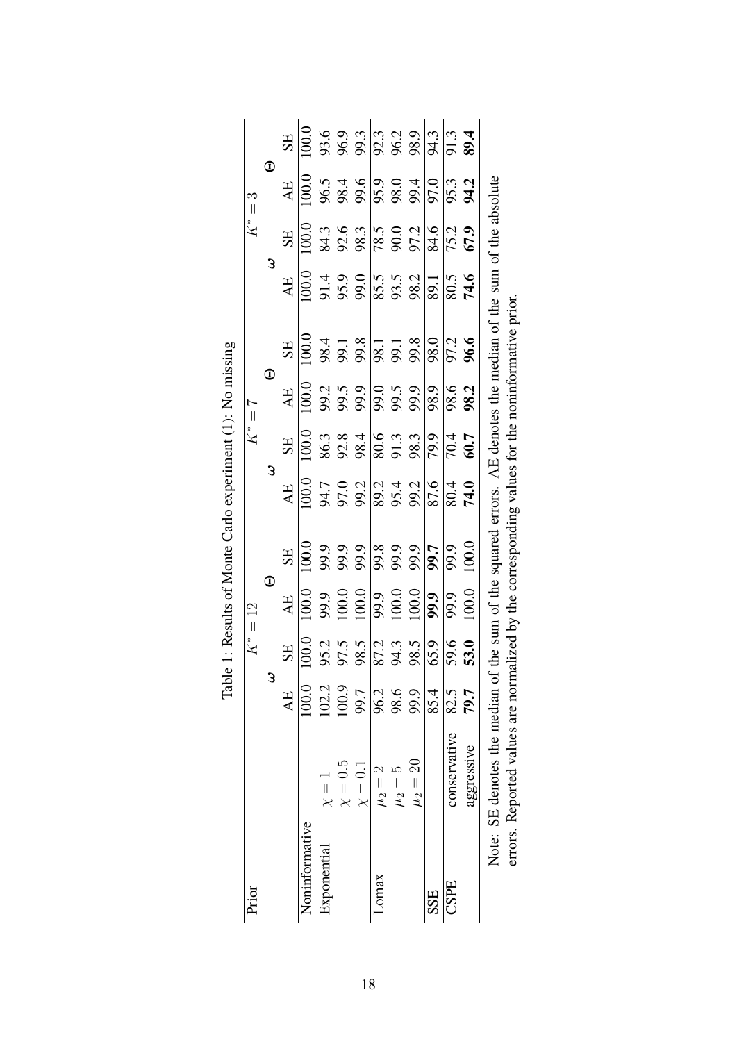Table 1: Results of Monte Carlo experiment (1): No missing

| Prior | | $K^* = 12$ | | | | $K^* = 7$ | | | | $K^* = 3$ | | | |
|---|---|---|---|---|---|---|---|---|---|---|---|---|---|
| | | $\boldsymbol{\omega}$ | | $\boldsymbol{\Theta}$ | | $\boldsymbol{\omega}$ | | $\boldsymbol{\Theta}$ | | $\boldsymbol{\omega}$ | | $\boldsymbol{\Theta}$ | |
| | | AE | SE | AE | SE | AE | SE | AE | SE | AE | SE | AE | SE |
| Noninformative | | 100.0 | 100.0 | 100.0 | 100.0 | 100.0 | 100.0 | 100.0 | 100.0 | 100.0 | 100.0 | 100.0 | 100.0 |
| Exponential | $\chi = 1$ | 102.2 | 95.2 | 99.9 | 99.9 | 94.7 | 86.3 | 99.2 | 98.4 | 91.4 | 84.3 | 96.5 | 93.6 |
| | $\chi = 0.5$ | 100.9 | 97.5 | 100.0 | 99.9 | 97.0 | 92.8 | 99.5 | 99.1 | 95.9 | 92.6 | 98.4 | 96.9 |
| | $\chi = 0.1$ | 99.7 | 98.5 | 100.0 | 99.9 | 99.2 | 98.4 | 99.9 | 99.8 | 99.0 | 98.3 | 99.6 | 99.3 |
| Lomax | $\mu_2 = 2$ | 96.2 | 87.2 | 99.9 | 99.8 | 89.2 | 80.6 | 99.0 | 98.1 | 85.5 | 78.5 | 95.9 | 92.3 |
| | $\mu_2 = 5$ | 98.6 | 94.3 | 100.0 | 99.9 | 95.4 | 91.3 | 99.5 | 99.1 | 93.5 | 90.0 | 98.0 | 96.2 |
| | $\mu_2 = 20$ | 99.9 | 98.5 | 100.0 | 99.9 | 99.2 | 98.3 | 99.9 | 99.8 | 98.2 | 97.2 | 99.4 | 98.9 |
| SSE | | 85.4 | 65.9 | **99.9** | **99.7** | 87.6 | 79.9 | 98.9 | 98.0 | 89.1 | 84.6 | 97.0 | 94.3 |
| CSPE | conservative | 82.5 | 59.6 | 99.9 | 99.9 | 80.4 | 70.4 | 98.6 | 97.2 | 80.5 | 75.2 | 95.3 | 91.3 |
| | aggressive | **79.7** | **53.0** | 100.0 | 100.0 | **74.0** | **60.7** | **98.2** | **96.6** | **74.6** | **67.9** | **94.2** | **89.4** |

Note: SE denotes the median of the sum of the squared errors. AE denotes the median of the sum of the absolute errors. Reported values are normalized by the corresponding values for the noninformative prior.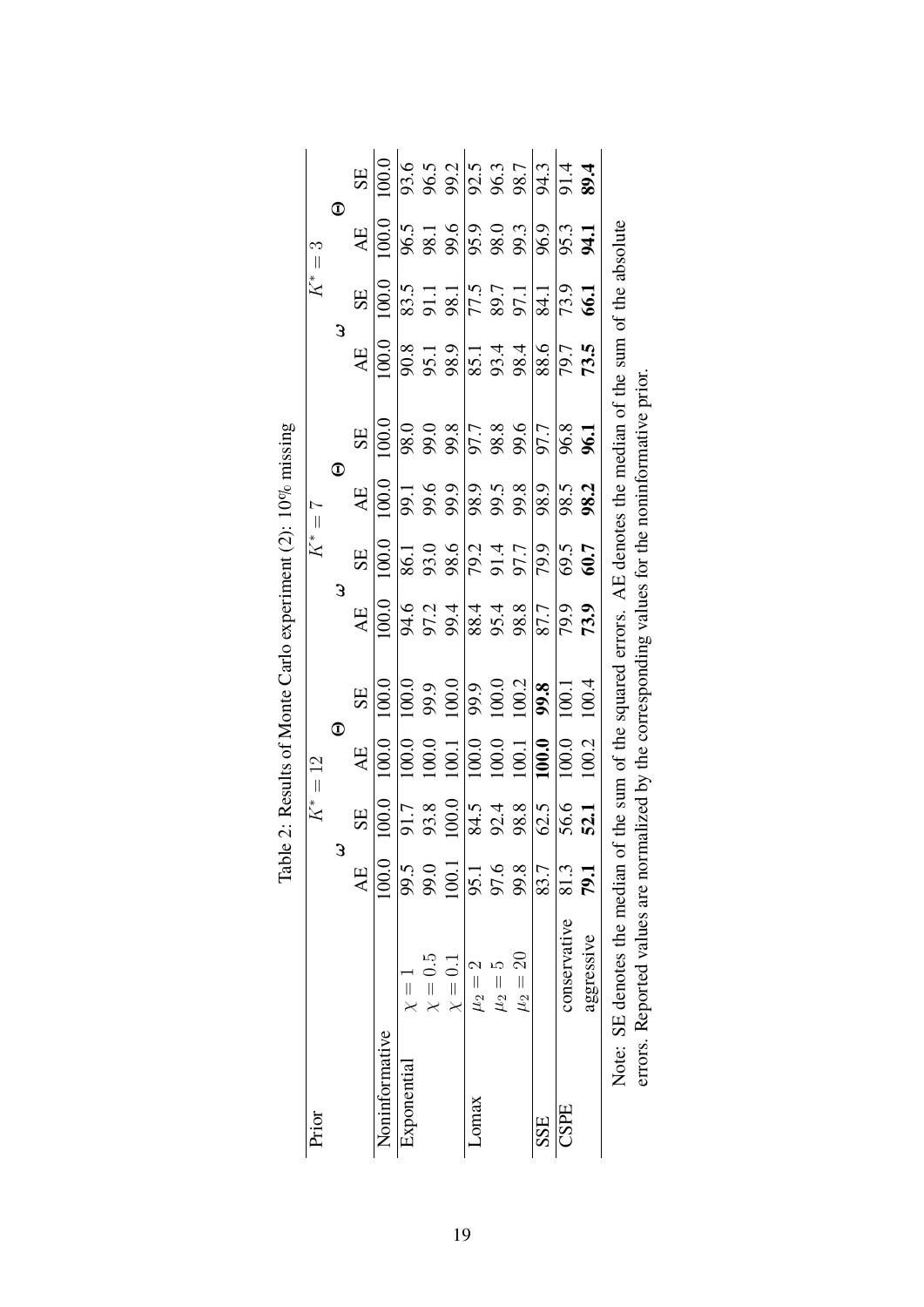Table 2: Results of Monte Carlo experiment (2): 10% missing

| Prior | | $K^* = 12$ | | | | $K^* = 7$ | | | | $K^* = 3$ | | | |
|---|---|---|---|---|---|---|---|---|---|---|---|---|---|
| | | $\boldsymbol{\omega}$ | | $\boldsymbol{\Theta}$ | | $\boldsymbol{\omega}$ | | $\boldsymbol{\Theta}$ | | $\boldsymbol{\omega}$ | | $\boldsymbol{\Theta}$ | |
| | | AE | SE | AE | SE | AE | SE | AE | SE | AE | SE | AE | SE |
| Noninformative | | 100.0 | 100.0 | 100.0 | 100.0 | 100.0 | 100.0 | 100.0 | 100.0 | 100.0 | 100.0 | 100.0 | 100.0 |
| Exponential | $\chi = 1$ | 99.5 | 91.7 | 100.0 | 100.0 | 94.6 | 86.1 | 99.1 | 98.0 | 90.8 | 83.5 | 96.5 | 93.6 |
| | $\chi = 0.5$ | 99.0 | 93.8 | 100.0 | 99.9 | 97.2 | 93.0 | 99.6 | 99.0 | 95.1 | 91.1 | 98.1 | 96.5 |
| | $\chi = 0.1$ | 100.1 | 100.0 | 100.1 | 100.0 | 99.4 | 98.6 | 99.9 | 99.8 | 98.9 | 98.1 | 99.6 | 99.2 |
| Lomax | $\mu_2 = 2$ | 95.1 | 84.5 | 100.0 | 99.9 | 88.4 | 79.2 | 98.9 | 97.7 | 85.1 | 77.5 | 95.9 | 92.5 |
| | $\mu_2 = 5$ | 97.6 | 92.4 | 100.0 | 100.0 | 95.4 | 91.4 | 99.5 | 98.8 | 93.4 | 89.7 | 98.0 | 96.3 |
| | $\mu_2 = 20$ | 99.8 | 98.8 | 100.1 | 100.2 | 98.8 | 97.7 | 99.8 | 99.6 | 98.4 | 97.1 | 99.3 | 98.7 |
| SSE | | 83.7 | 62.5 | **100.0** | **99.8** | 87.7 | 79.9 | 98.9 | 97.7 | 88.6 | 84.1 | 96.9 | 94.3 |
| CSPE | conservative | 81.3 | 56.6 | 100.0 | 100.1 | 79.9 | 69.5 | 98.5 | 96.8 | 79.7 | 73.9 | 95.3 | 91.4 |
| | aggressive | **79.1** | **52.1** | 100.2 | 100.4 | **73.9** | **60.7** | **98.2** | **96.1** | **73.5** | **66.1** | **94.1** | **89.4** |

Note: SE denotes the median of the sum of the squared errors. AE denotes the median of the sum of the absolute errors. Reported values are normalized by the corresponding values for the noninformative prior.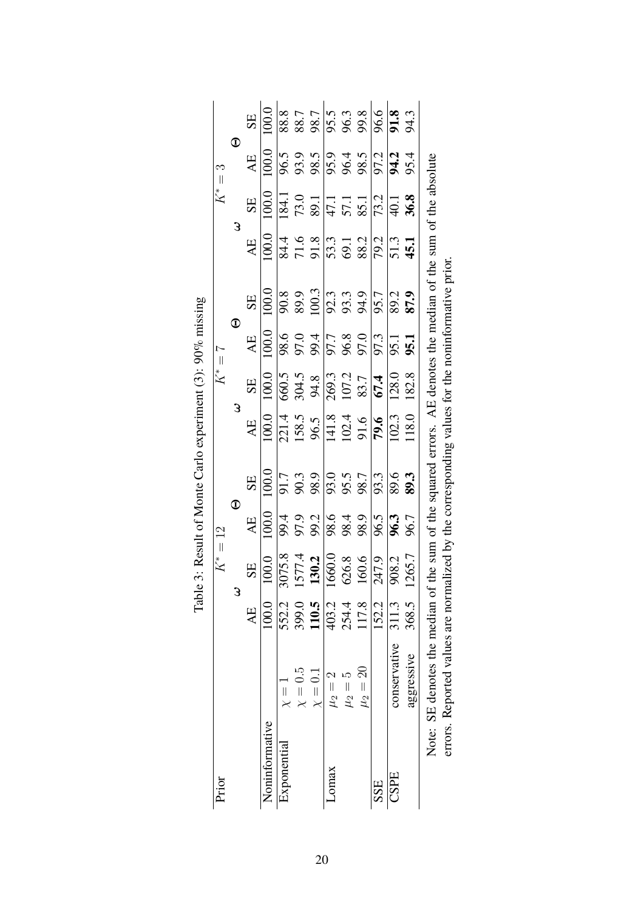Table 3: Result of Monte Carlo experiment (3): 90% missing

| Prior | | $K^*=12$ | | | | $K^*=7$ | | | | $K^*=3$ | | | |
|---|---|---|---|---|---|---|---|---|---|---|---|---|---|
| | | $\boldsymbol{\omega}$ | | $\boldsymbol{\Theta}$ | | $\boldsymbol{\omega}$ | | $\boldsymbol{\Theta}$ | | $\boldsymbol{\omega}$ | | $\boldsymbol{\Theta}$ | |
| | | AE | SE | AE | SE | AE | SE | AE | SE | AE | SE | AE | SE |
| Noninformative | | 100.0 | 100.0 | 100.0 | 100.0 | 100.0 | 100.0 | 100.0 | 100.0 | 100.0 | 100.0 | 100.0 | 100.0 |
| Exponential | $\chi=1$ | 552.2 | 3075.8 | 99.4 | 91.7 | 221.4 | 660.5 | 98.6 | 90.8 | 84.4 | 184.1 | 96.5 | 88.8 |
| | $\chi=0.5$ | 399.0 | 1577.4 | 97.9 | 90.3 | 158.5 | 304.5 | 97.0 | 89.9 | 71.6 | 73.0 | 93.9 | 88.7 |
| | $\chi=0.1$ | **110.5** | **130.2** | 99.2 | 98.9 | 96.5 | 94.8 | 99.4 | 100.3 | 91.8 | 89.1 | 98.5 | 98.7 |
| Lomax | $\mu_2=2$ | 403.2 | 1660.0 | 98.6 | 93.0 | 141.8 | 269.3 | 97.7 | 92.3 | 53.3 | 47.1 | 95.9 | 95.5 |
| | $\mu_2=5$ | 254.4 | 626.8 | 98.4 | 95.5 | 102.4 | 107.2 | 96.8 | 93.3 | 69.1 | 57.1 | 96.4 | 96.3 |
| | $\mu_2=20$ | 117.8 | 160.6 | 98.9 | 98.7 | 91.6 | 83.7 | 97.0 | 94.9 | 88.2 | 85.1 | 98.5 | 99.8 |
| SSE | | 152.2 | 247.9 | 96.5 | 93.3 | **79.6** | **67.4** | 97.3 | 95.7 | 79.2 | 73.2 | 97.2 | 96.6 |
| CSPE | conservative | 311.3 | 908.2 | **96.3** | 89.6 | 102.3 | 128.0 | 95.1 | 89.2 | 51.3 | 40.1 | **94.2** | **91.8** |
| | aggressive | 368.5 | 1265.7 | 96.7 | **89.3** | 118.0 | 182.8 | **95.1** | **87.9** | **45.1** | **36.8** | 95.4 | 94.3 |

Note: SE denotes the median of the sum of the squared errors. AE denotes the median of the sum of the absolute errors. Reported values are normalized by the corresponding values for the noninformative prior.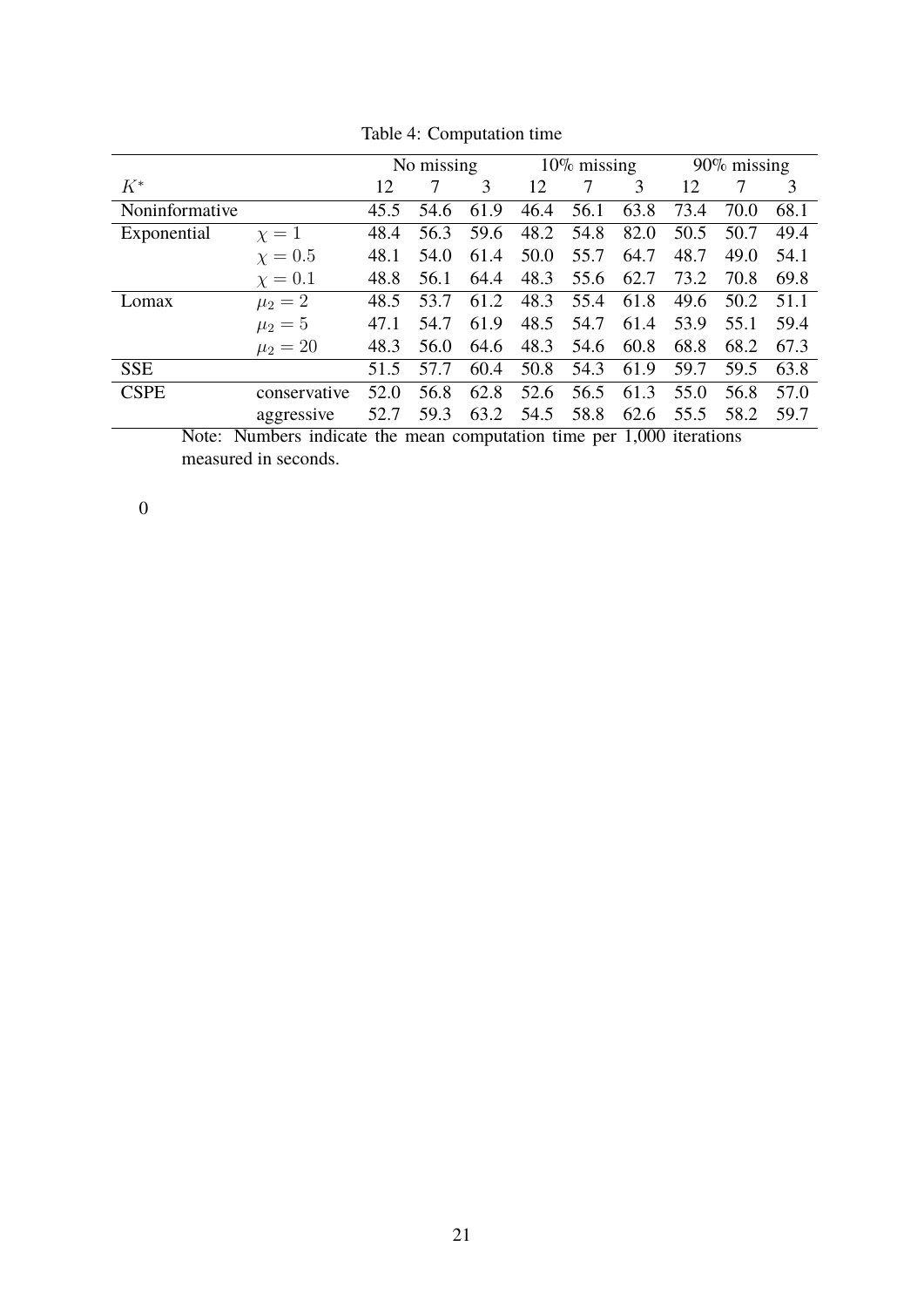Table 4: Computation time

| | | No missing | | | 10% missing | | | 90% missing | | |
|---|---|---|---|---|---|---|---|---|---|---|
| $K^*$ | | 12 | 7 | 3 | 12 | 7 | 3 | 12 | 7 | 3 |
| Noninformative | | 45.5 | 54.6 | 61.9 | 46.4 | 56.1 | 63.8 | 73.4 | 70.0 | 68.1 |
| Exponential | $\chi = 1$ | 48.4 | 56.3 | 59.6 | 48.2 | 54.8 | 82.0 | 50.5 | 50.7 | 49.4 |
| | $\chi = 0.5$ | 48.1 | 54.0 | 61.4 | 50.0 | 55.7 | 64.7 | 48.7 | 49.0 | 54.1 |
| | $\chi = 0.1$ | 48.8 | 56.1 | 64.4 | 48.3 | 55.6 | 62.7 | 73.2 | 70.8 | 69.8 |
| Lomax | $\mu_2 = 2$ | 48.5 | 53.7 | 61.2 | 48.3 | 55.4 | 61.8 | 49.6 | 50.2 | 51.1 |
| | $\mu_2 = 5$ | 47.1 | 54.7 | 61.9 | 48.5 | 54.7 | 61.4 | 53.9 | 55.1 | 59.4 |
| | $\mu_2 = 20$ | 48.3 | 56.0 | 64.6 | 48.3 | 54.6 | 60.8 | 68.8 | 68.2 | 67.3 |
| SSE | | 51.5 | 57.7 | 60.4 | 50.8 | 54.3 | 61.9 | 59.7 | 59.5 | 63.8 |
| CSPE | conservative | 52.0 | 56.8 | 62.8 | 52.6 | 56.5 | 61.3 | 55.0 | 56.8 | 57.0 |
| | aggressive | 52.7 | 59.3 | 63.2 | 54.5 | 58.8 | 62.6 | 55.5 | 58.2 | 59.7 |

Note: Numbers indicate the mean computation time per 1,000 iterations measured in seconds.

0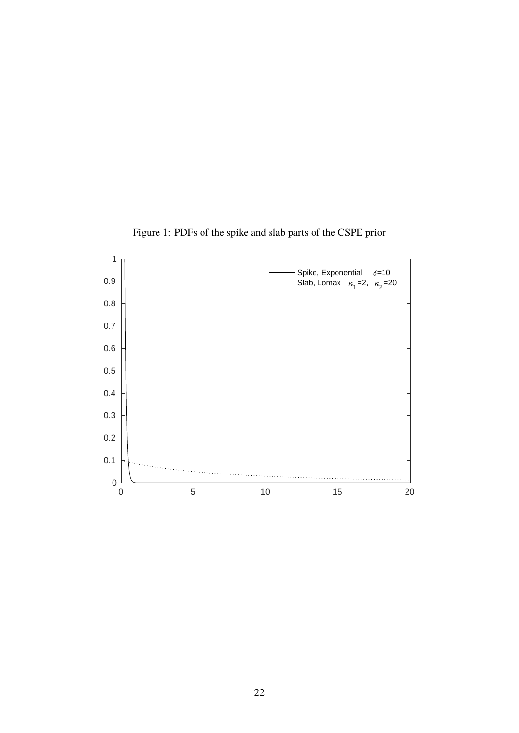Figure 1: PDFs of the spike and slab parts of the CSPE prior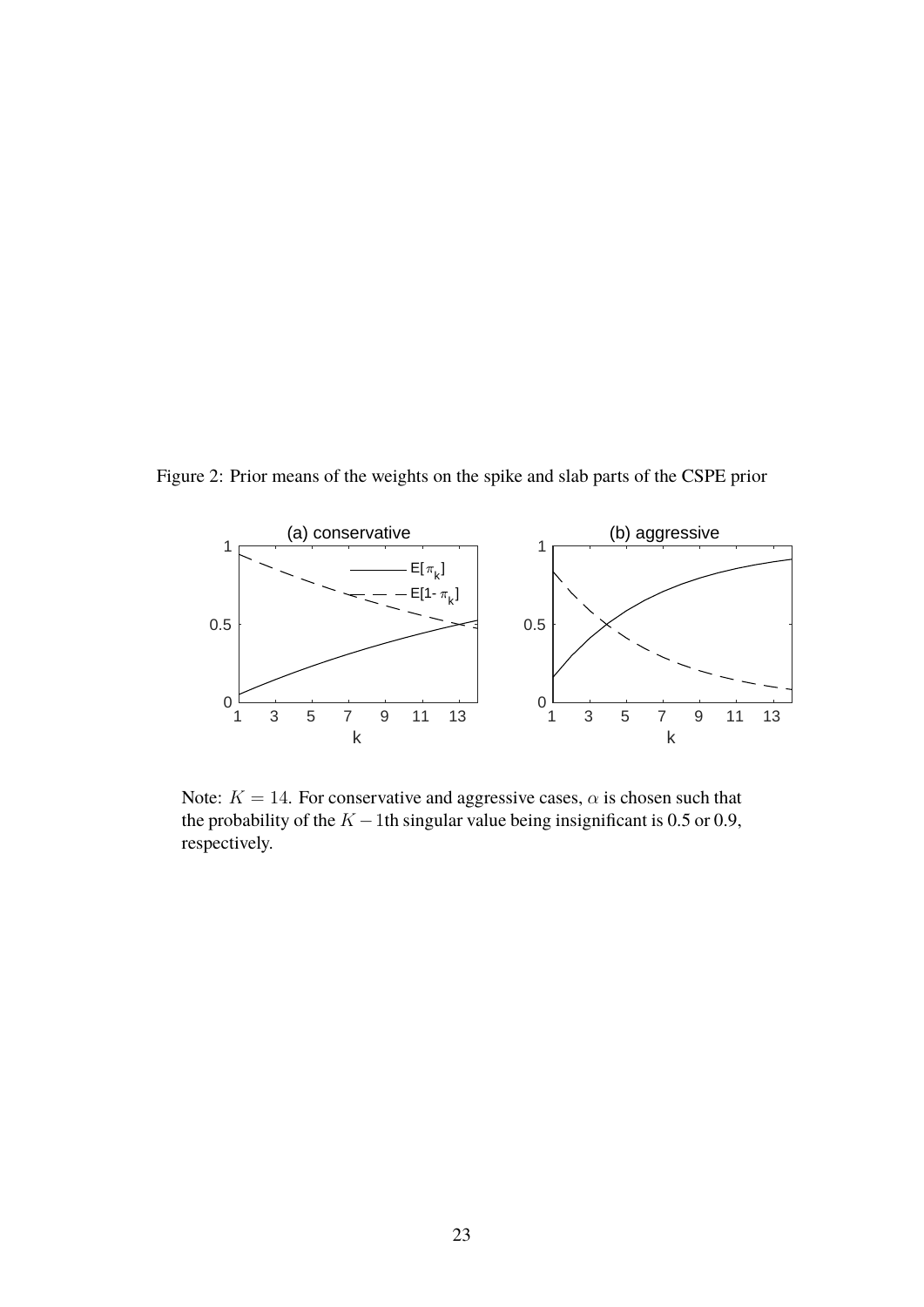Figure 2: Prior means of the weights on the spike and slab parts of the CSPE prior

Note: $K = 14$. For conservative and aggressive cases, $\alpha$ is chosen such that the probability of the $K-1$th singular value being insignificant is 0.5 or 0.9, respectively.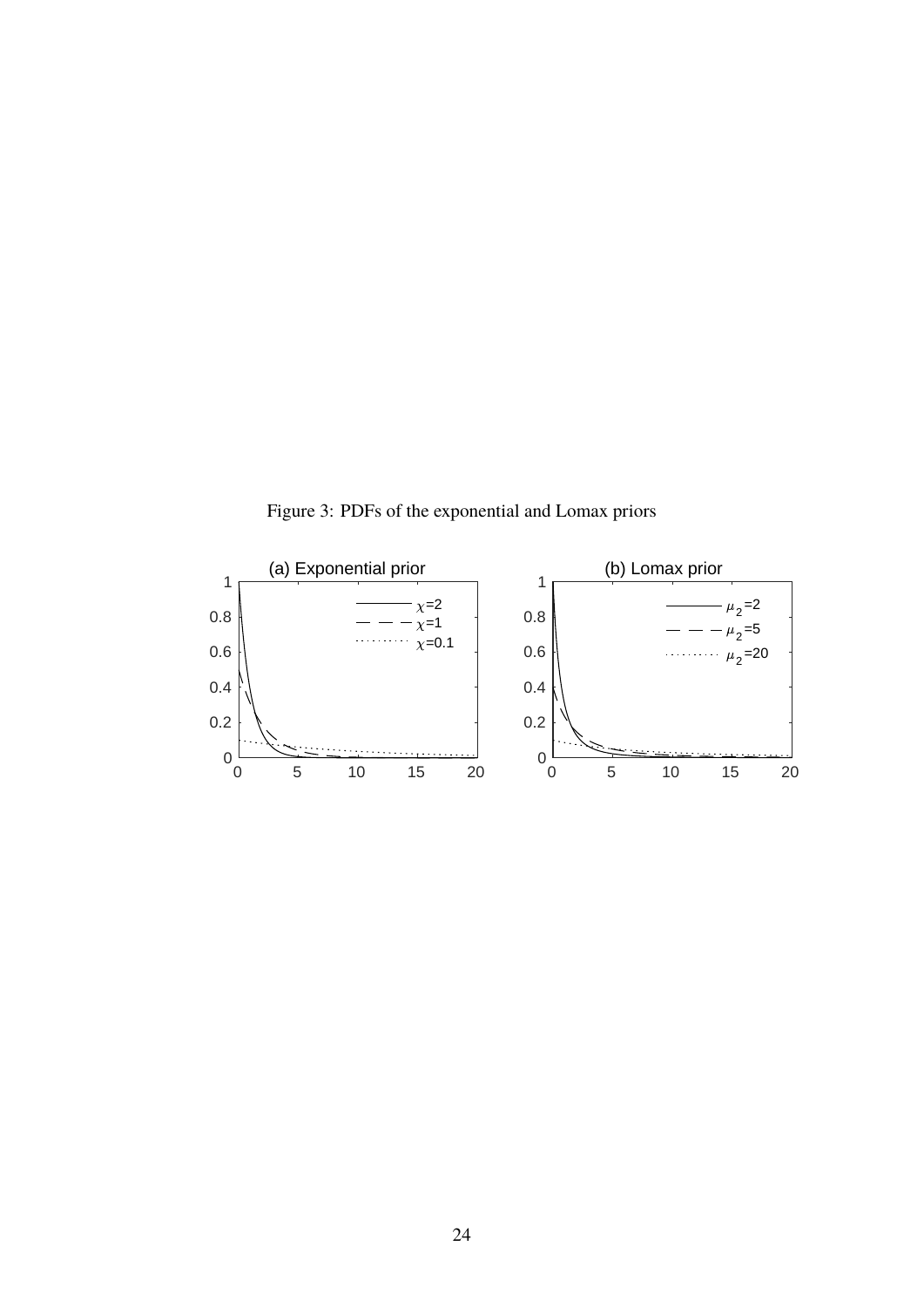Figure 3: PDFs of the exponential and Lomax priors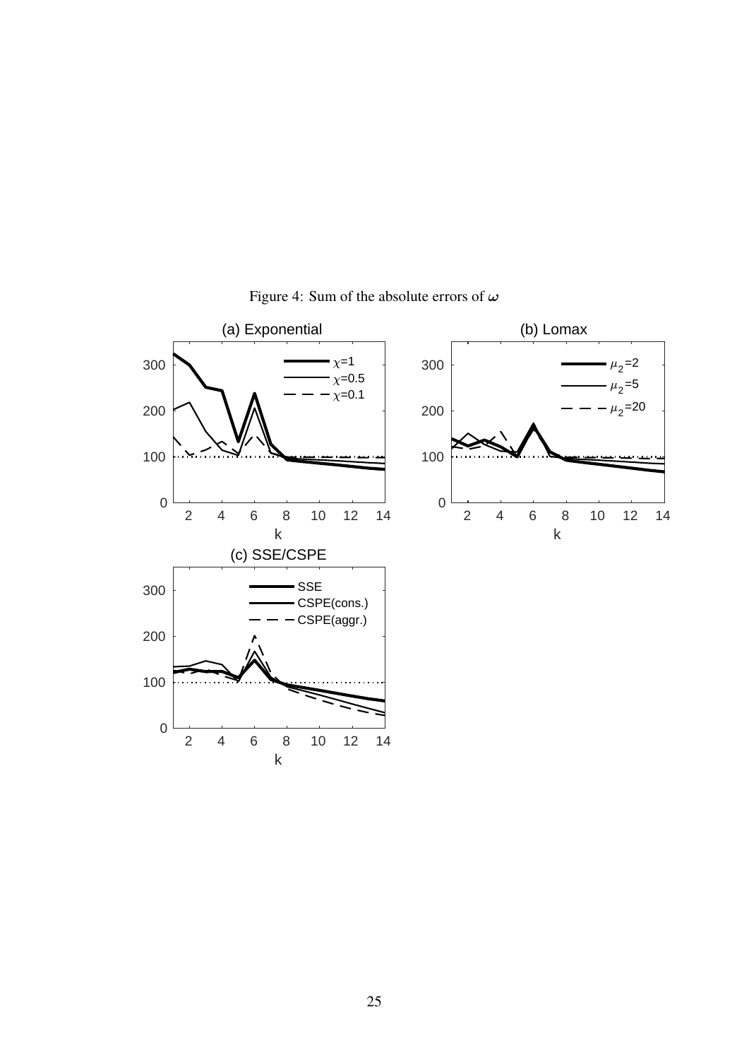Figure 4: Sum of the absolute errors of $\omega$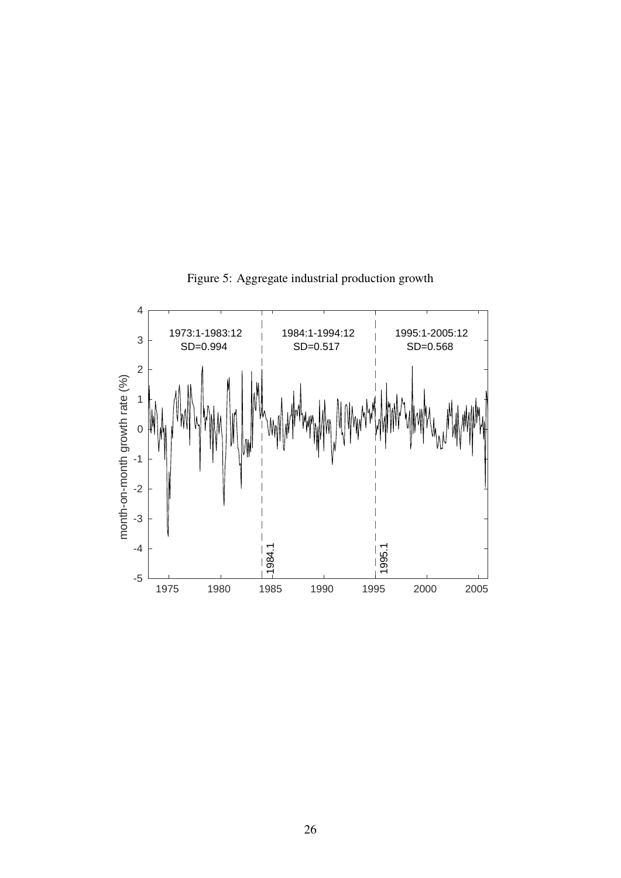Figure 5: Aggregate industrial production growth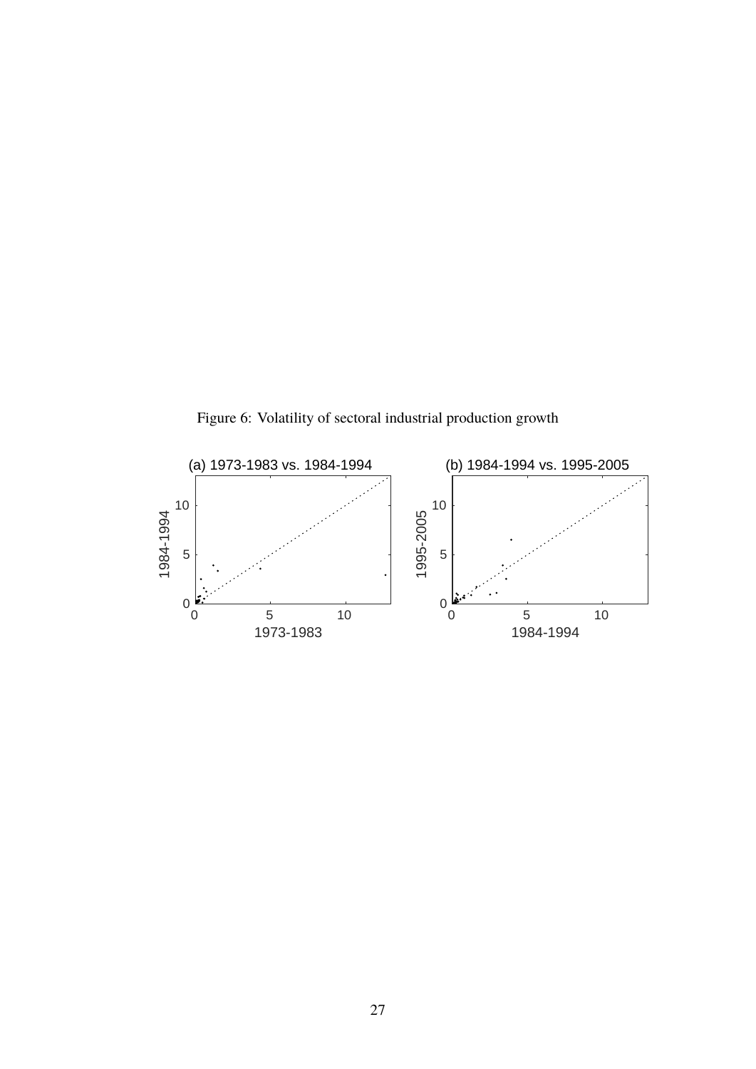Figure 6: Volatility of sectoral industrial production growth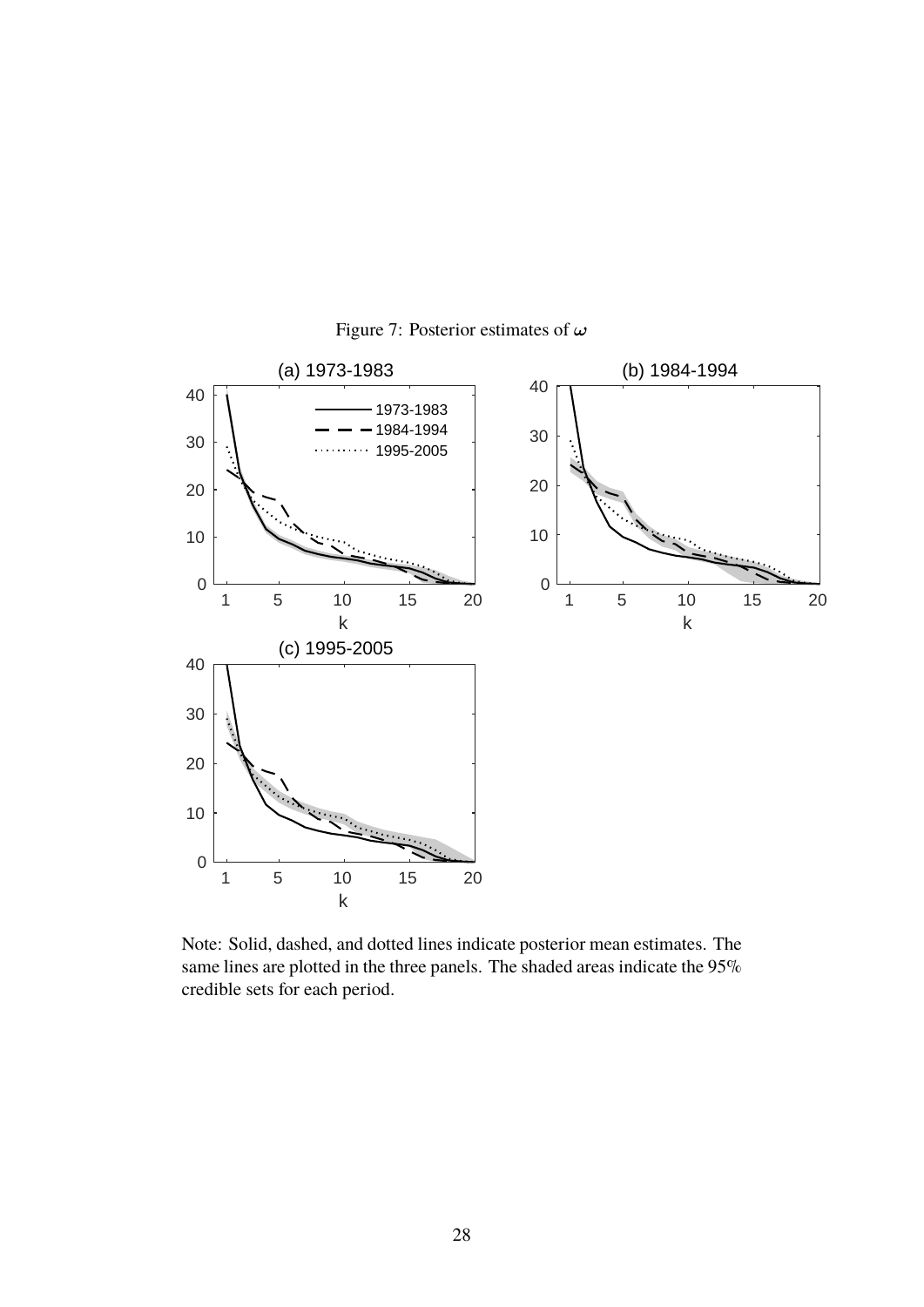Figure 7: Posterior estimates of $\omega$

Note: Solid, dashed, and dotted lines indicate posterior mean estimates. The same lines are plotted in the three panels. The shaded areas indicate the 95% credible sets for each period.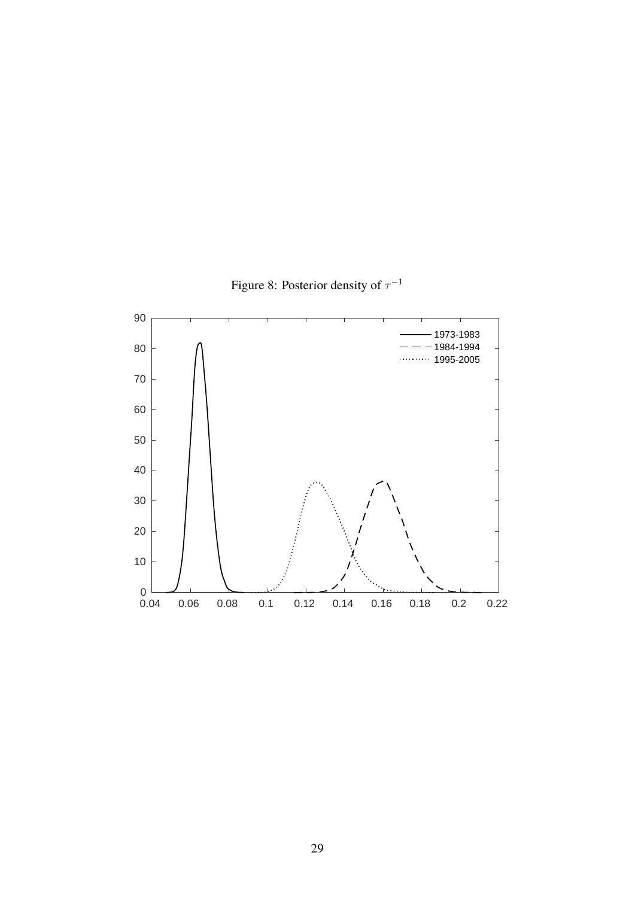Figure 8: Posterior density of $\tau^{-1}$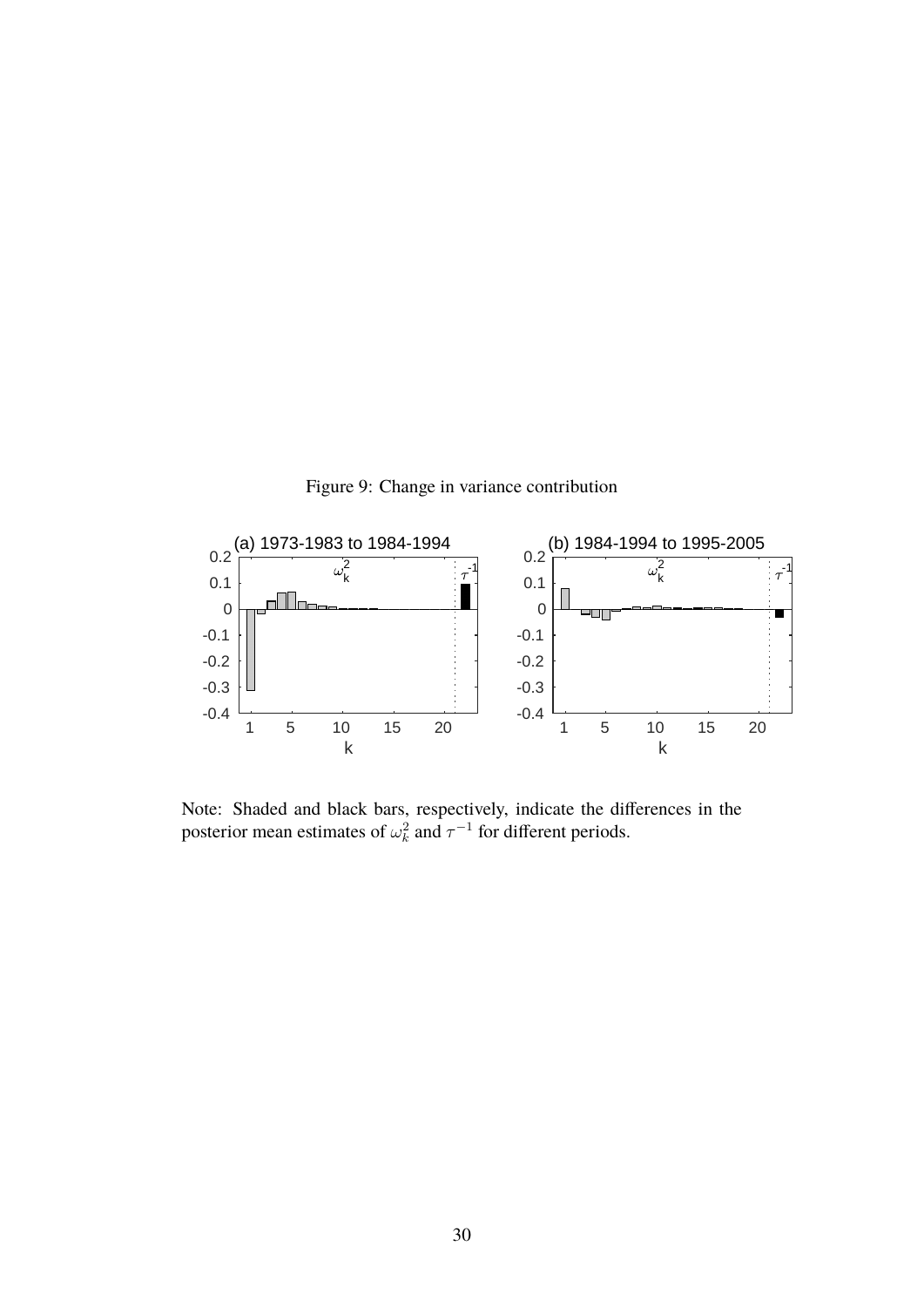Figure 9: Change in variance contribution

(a) 1973-1983 to 1984-1994

0.2
0.1
0
-0.1
-0.2
-0.3
-0.4

$\omega_k^2$

$\tau^{-1}$

1 5 10 15 20

k

(b) 1984-1994 to 1995-2005

0.2
0.1
0
-0.1
-0.2
-0.3
-0.4

$\omega_k^2$

$\tau^{-1}$

1 5 10 15 20

k

Note: Shaded and black bars, respectively, indicate the differences in the posterior mean estimates of $\omega_k^2$ and $\tau^{-1}$ for different periods.